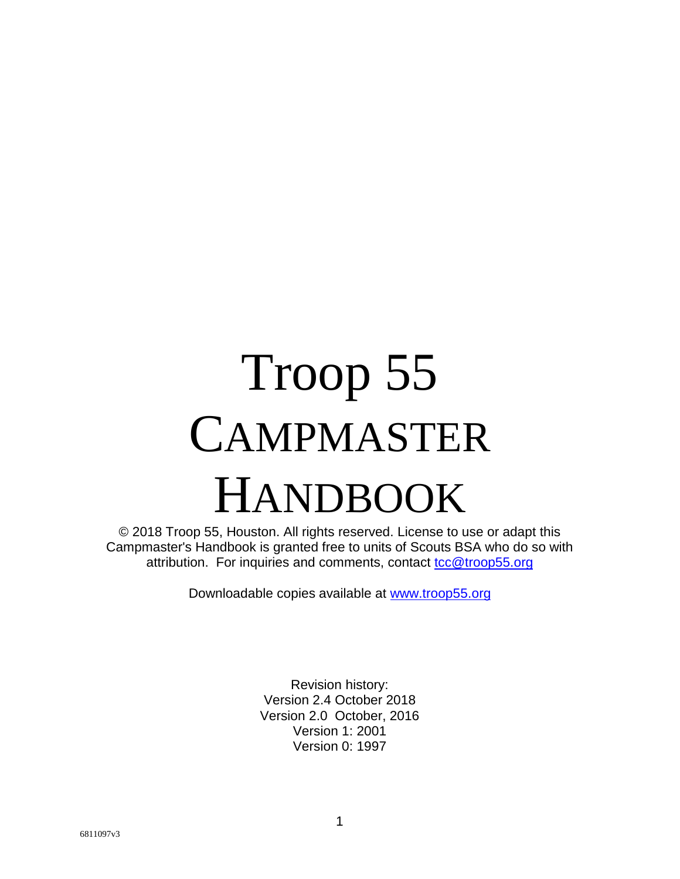# Troop 55 CAMPMASTER HANDBOOK

© 2018 Troop 55, Houston. All rights reserved. License to use or adapt this Campmaster's Handbook is granted free to units of Scouts BSA who do so with attribution. For inquiries and comments, contact tcc@troop55.org

Downloadable copies available at www.troop55.org

Revision history:
Version 2.4 October 2018
Version 2.0 October, 2016
Version 1: 2001
Version 0: 1997

6811097v3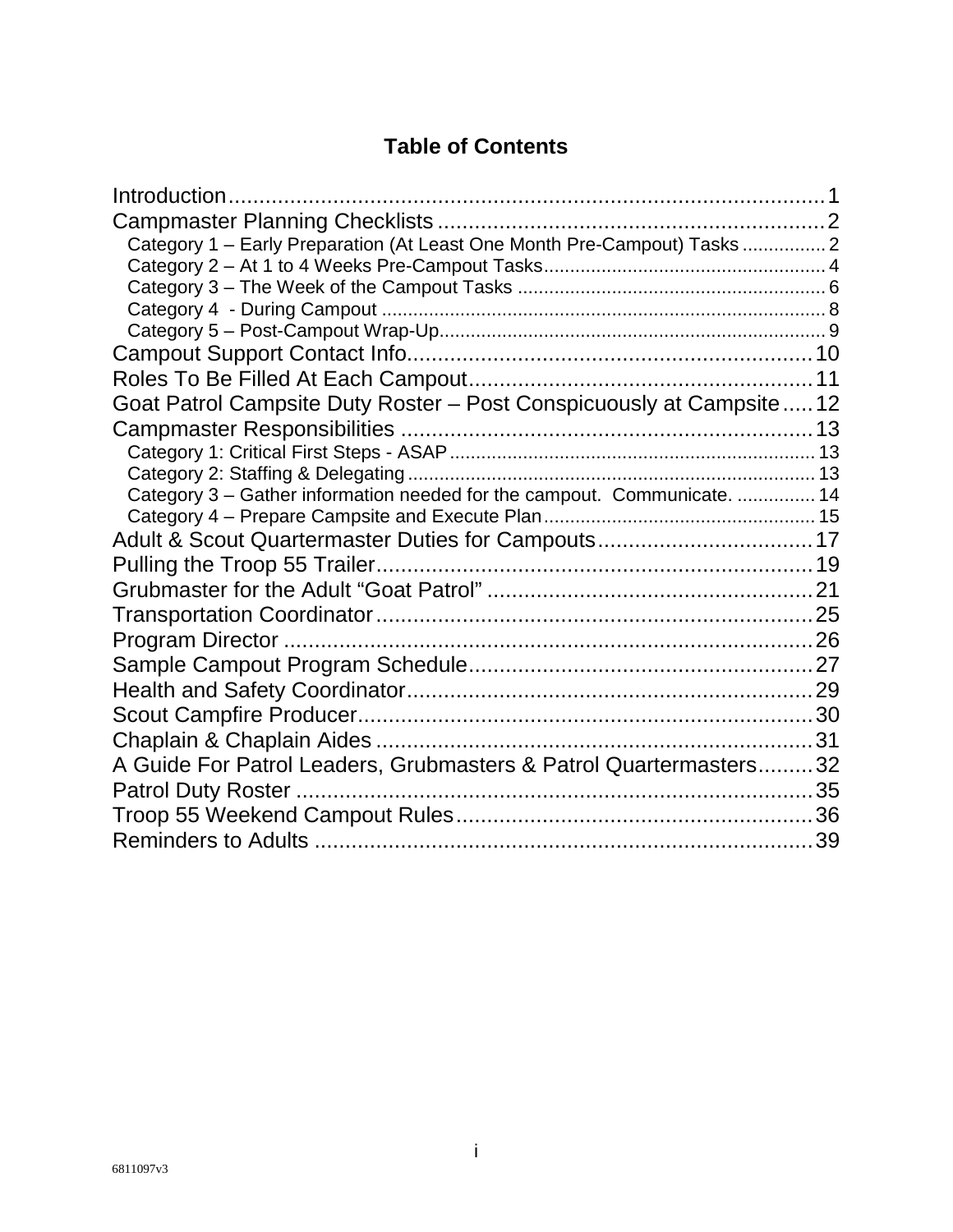# Table of Contents

- Introduction ... 1
- Campmaster Planning Checklists ... 2
  - Category 1 – Early Preparation (At Least One Month Pre-Campout) Tasks ... 2
  - Category 2 – At 1 to 4 Weeks Pre-Campout Tasks ... 4
  - Category 3 – The Week of the Campout Tasks ... 6
  - Category 4 - During Campout ... 8
  - Category 5 – Post-Campout Wrap-Up ... 9
- Campout Support Contact Info ... 10
- Roles To Be Filled At Each Campout ... 11
- Goat Patrol Campsite Duty Roster – Post Conspicuously at Campsite ... 12
- Campmaster Responsibilities ... 13
  - Category 1: Critical First Steps - ASAP ... 13
  - Category 2: Staffing & Delegating ... 13
  - Category 3 – Gather information needed for the campout. Communicate. ... 14
  - Category 4 – Prepare Campsite and Execute Plan ... 15
- Adult & Scout Quartermaster Duties for Campouts ... 17
- Pulling the Troop 55 Trailer ... 19
- Grubmaster for the Adult “Goat Patrol” ... 21
- Transportation Coordinator ... 25
- Program Director ... 26
- Sample Campout Program Schedule ... 27
- Health and Safety Coordinator ... 29
- Scout Campfire Producer ... 30
- Chaplain & Chaplain Aides ... 31
- A Guide For Patrol Leaders, Grubmasters & Patrol Quartermasters ... 32
- Patrol Duty Roster ... 35
- Troop 55 Weekend Campout Rules ... 36
- Reminders to Adults ... 39

6811097v3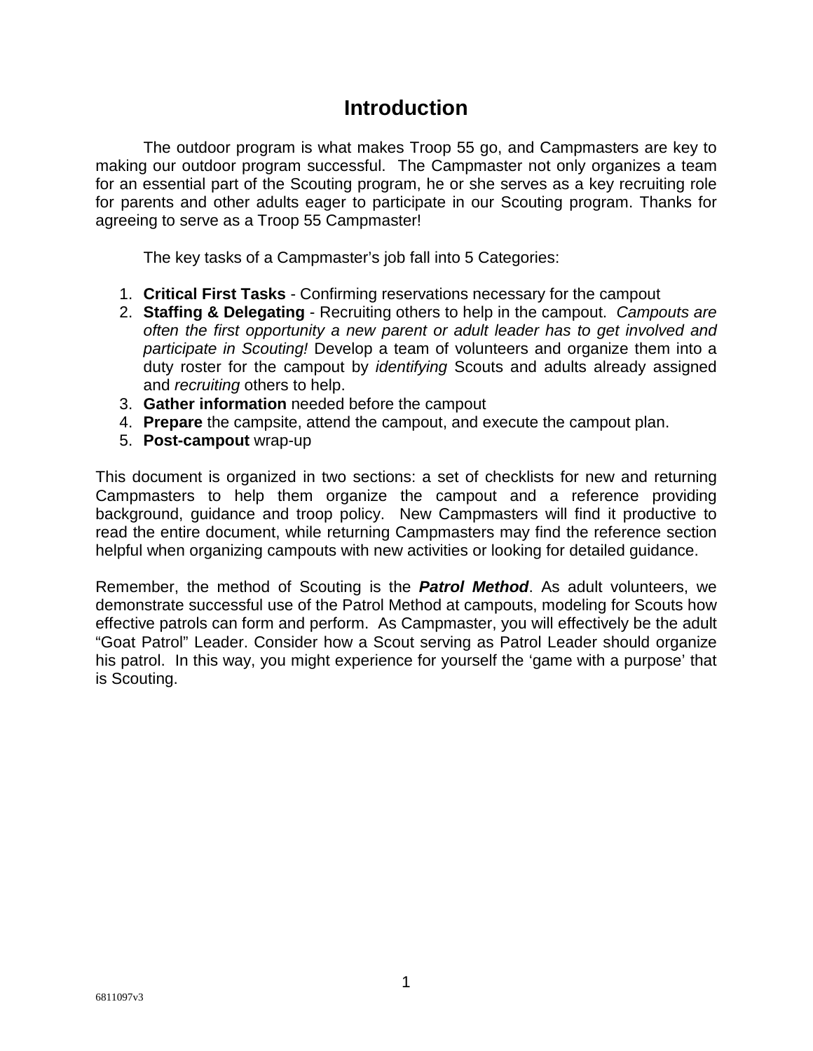# Introduction

The outdoor program is what makes Troop 55 go, and Campmasters are key to making our outdoor program successful. The Campmaster not only organizes a team for an essential part of the Scouting program, he or she serves as a key recruiting role for parents and other adults eager to participate in our Scouting program. Thanks for agreeing to serve as a Troop 55 Campmaster!

The key tasks of a Campmaster's job fall into 5 Categories:

1. **Critical First Tasks** - Confirming reservations necessary for the campout
2. **Staffing & Delegating** - Recruiting others to help in the campout. *Campouts are often the first opportunity a new parent or adult leader has to get involved and participate in Scouting!* Develop a team of volunteers and organize them into a duty roster for the campout by *identifying* Scouts and adults already assigned and *recruiting* others to help.
3. **Gather information** needed before the campout
4. **Prepare** the campsite, attend the campout, and execute the campout plan.
5. **Post-campout** wrap-up

This document is organized in two sections: a set of checklists for new and returning Campmasters to help them organize the campout and a reference providing background, guidance and troop policy. New Campmasters will find it productive to read the entire document, while returning Campmasters may find the reference section helpful when organizing campouts with new activities or looking for detailed guidance.

Remember, the method of Scouting is the ***Patrol Method***. As adult volunteers, we demonstrate successful use of the Patrol Method at campouts, modeling for Scouts how effective patrols can form and perform. As Campmaster, you will effectively be the adult "Goat Patrol" Leader. Consider how a Scout serving as Patrol Leader should organize his patrol. In this way, you might experience for yourself the 'game with a purpose' that is Scouting.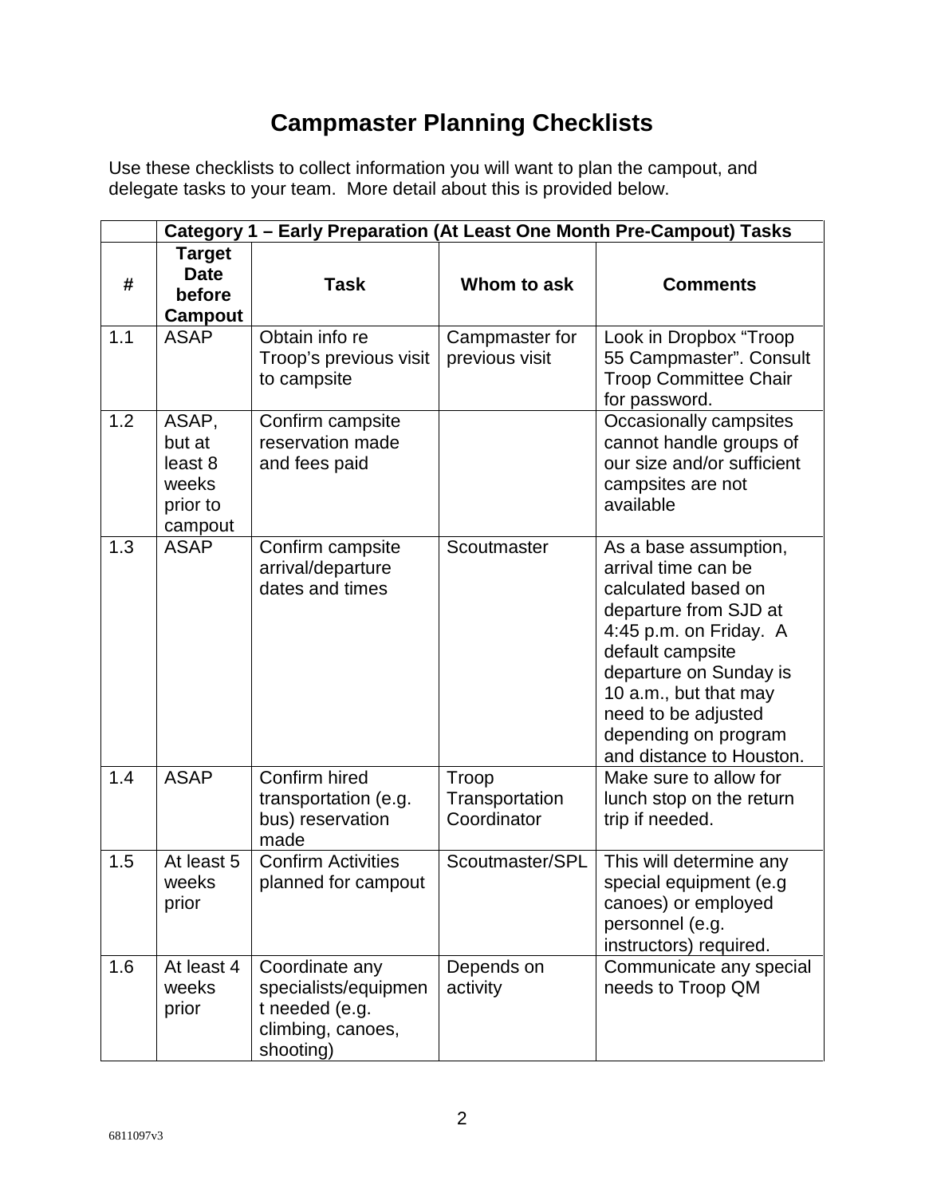# Campmaster Planning Checklists

Use these checklists to collect information you will want to plan the campout, and delegate tasks to your team. More detail about this is provided below.

| | **Category 1 – Early Preparation (At Least One Month Pre-Campout) Tasks** | | | |
|---|---|---|---|---|
| **#** | **Target Date before Campout** | **Task** | **Whom to ask** | **Comments** |
| 1.1 | ASAP | Obtain info re Troop's previous visit to campsite | Campmaster for previous visit | Look in Dropbox "Troop 55 Campmaster". Consult Troop Committee Chair for password. |
| 1.2 | ASAP, but at least 8 weeks prior to campout | Confirm campsite reservation made and fees paid | | Occasionally campsites cannot handle groups of our size and/or sufficient campsites are not available |
| 1.3 | ASAP | Confirm campsite arrival/departure dates and times | Scoutmaster | As a base assumption, arrival time can be calculated based on departure from SJD at 4:45 p.m. on Friday. A default campsite departure on Sunday is 10 a.m., but that may need to be adjusted depending on program and distance to Houston. |
| 1.4 | ASAP | Confirm hired transportation (e.g. bus) reservation made | Troop Transportation Coordinator | Make sure to allow for lunch stop on the return trip if needed. |
| 1.5 | At least 5 weeks prior | Confirm Activities planned for campout | Scoutmaster/SPL | This will determine any special equipment (e.g canoes) or employed personnel (e.g. instructors) required. |
| 1.6 | At least 4 weeks prior | Coordinate any specialists/equipment needed (e.g. climbing, canoes, shooting) | Depends on activity | Communicate any special needs to Troop QM |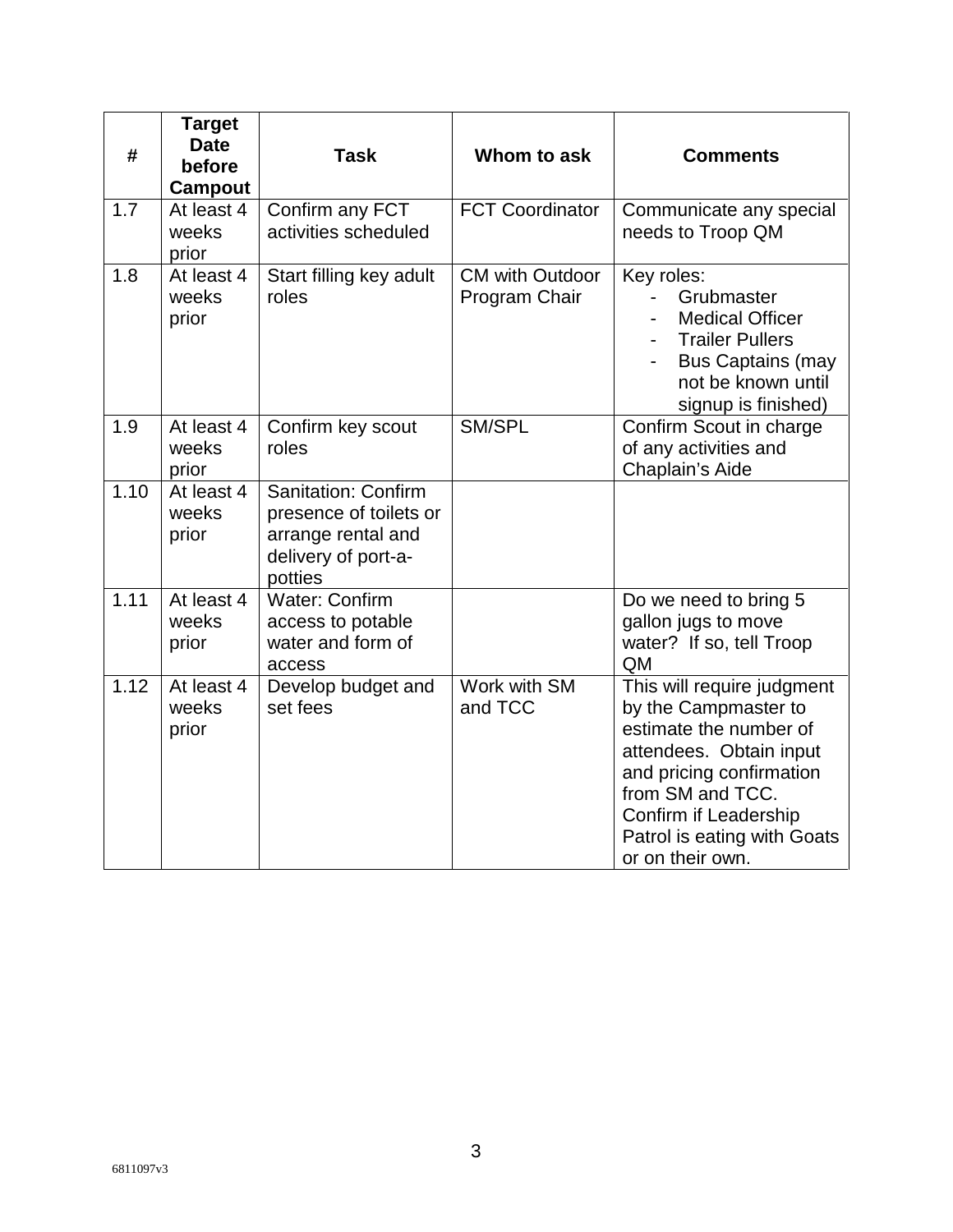| # | Target Date before Campout | Task | Whom to ask | Comments |
|---|---|---|---|---|
| 1.7 | At least 4 weeks prior | Confirm any FCT activities scheduled | FCT Coordinator | Communicate any special needs to Troop QM |
| 1.8 | At least 4 weeks prior | Start filling key adult roles | CM with Outdoor Program Chair | Key roles: <br>- Grubmaster <br>- Medical Officer <br>- Trailer Pullers <br>- Bus Captains (may not be known until signup is finished) |
| 1.9 | At least 4 weeks prior | Confirm key scout roles | SM/SPL | Confirm Scout in charge of any activities and Chaplain's Aide |
| 1.10 | At least 4 weeks prior | Sanitation: Confirm presence of toilets or arrange rental and delivery of port-a-potties | | |
| 1.11 | At least 4 weeks prior | Water: Confirm access to potable water and form of access | | Do we need to bring 5 gallon jugs to move water? If so, tell Troop QM |
| 1.12 | At least 4 weeks prior | Develop budget and set fees | Work with SM and TCC | This will require judgment by the Campmaster to estimate the number of attendees. Obtain input and pricing confirmation from SM and TCC. Confirm if Leadership Patrol is eating with Goats or on their own. |

6811097v3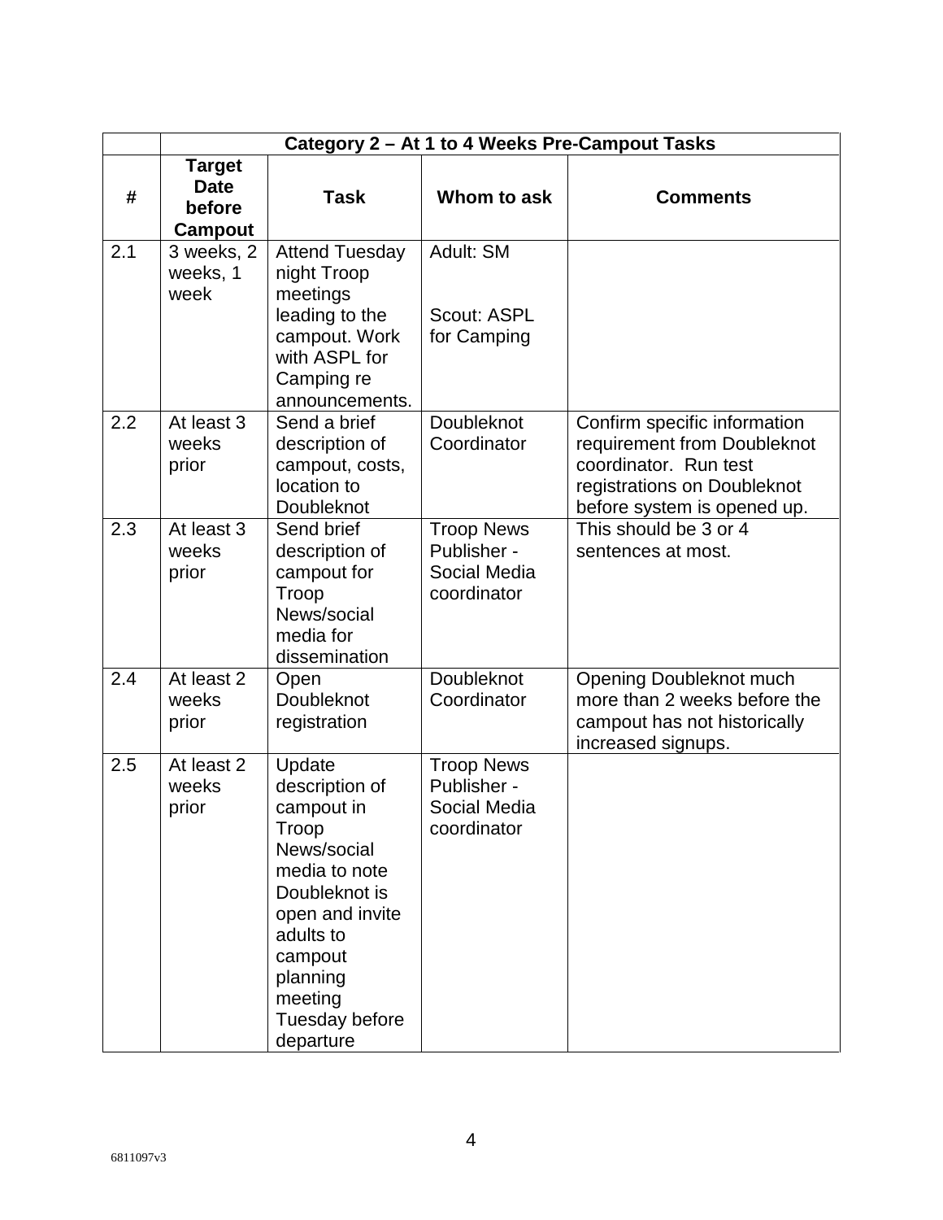| | Category 2 – At 1 to 4 Weeks Pre-Campout Tasks | | | |
|---|---|---|---|---|
| **#** | **Target Date before Campout** | **Task** | **Whom to ask** | **Comments** |
| 2.1 | 3 weeks, 2 weeks, 1 week | Attend Tuesday night Troop meetings leading to the campout. Work with ASPL for Camping re announcements. | Adult: SM<br><br>Scout: ASPL for Camping | |
| 2.2 | At least 3 weeks prior | Send a brief description of campout, costs, location to Doubleknot | Doubleknot Coordinator | Confirm specific information requirement from Doubleknot coordinator. Run test registrations on Doubleknot before system is opened up. |
| 2.3 | At least 3 weeks prior | Send brief description of campout for Troop News/social media for dissemination | Troop News Publisher - Social Media coordinator | This should be 3 or 4 sentences at most. |
| 2.4 | At least 2 weeks prior | Open Doubleknot registration | Doubleknot Coordinator | Opening Doubleknot much more than 2 weeks before the campout has not historically increased signups. |
| 2.5 | At least 2 weeks prior | Update description of campout in Troop News/social media to note Doubleknot is open and invite adults to campout planning meeting Tuesday before departure | Troop News Publisher - Social Media coordinator | |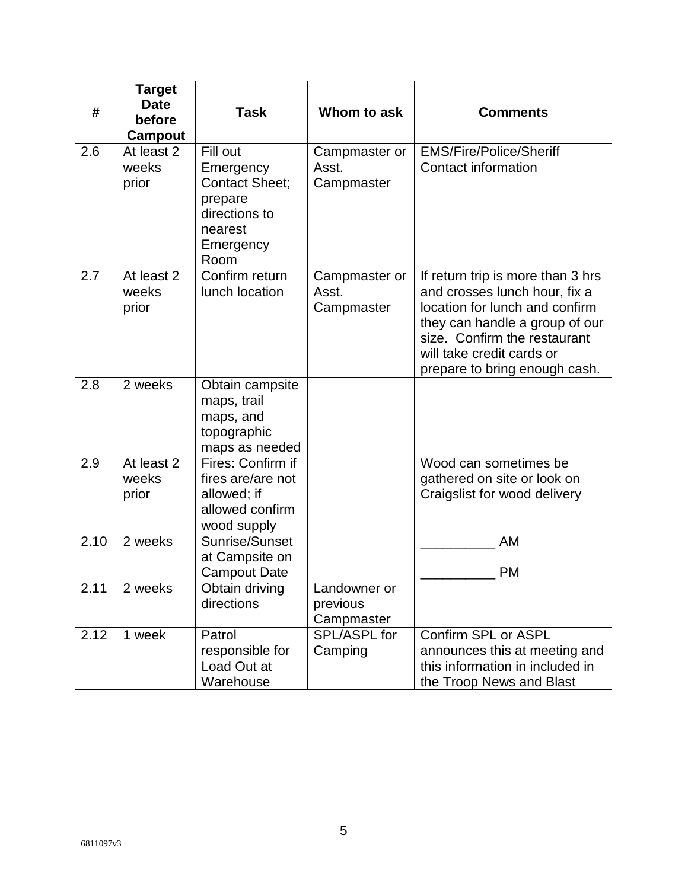| # | Target Date before Campout | Task | Whom to ask | Comments |
|---|---|---|---|---|
| 2.6 | At least 2 weeks prior | Fill out Emergency Contact Sheet; prepare directions to nearest Emergency Room | Campmaster or Asst. Campmaster | EMS/Fire/Police/Sheriff Contact information |
| 2.7 | At least 2 weeks prior | Confirm return lunch location | Campmaster or Asst. Campmaster | If return trip is more than 3 hrs and crosses lunch hour, fix a location for lunch and confirm they can handle a group of our size. Confirm the restaurant will take credit cards or prepare to bring enough cash. |
| 2.8 | 2 weeks | Obtain campsite maps, trail maps, and topographic maps as needed | | |
| 2.9 | At least 2 weeks prior | Fires: Confirm if fires are/are not allowed; if allowed confirm wood supply | | Wood can sometimes be gathered on site or look on Craigslist for wood delivery |
| 2.10 | 2 weeks | Sunrise/Sunset at Campsite on Campout Date | | __________ AM<br>__________ PM |
| 2.11 | 2 weeks | Obtain driving directions | Landowner or previous Campmaster | |
| 2.12 | 1 week | Patrol responsible for Load Out at Warehouse | SPL/ASPL for Camping | Confirm SPL or ASPL announces this at meeting and this information in included in the Troop News and Blast |

6811097v3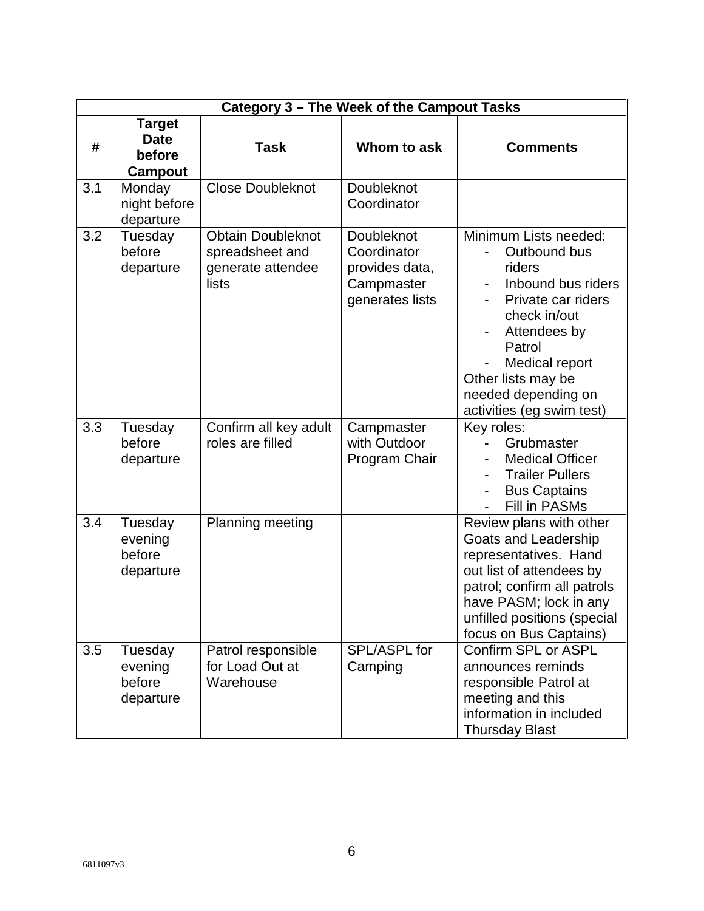| | Category 3 – The Week of the Campout Tasks | | | |
|---|---|---|---|---|
| **#** | **Target Date before Campout** | **Task** | **Whom to ask** | **Comments** |
| 3.1 | Monday night before departure | Close Doubleknot | Doubleknot Coordinator | |
| 3.2 | Tuesday before departure | Obtain Doubleknot spreadsheet and generate attendee lists | Doubleknot Coordinator provides data, Campmaster generates lists | Minimum Lists needed:<br>- Outbound bus riders<br>- Inbound bus riders<br>- Private car riders check in/out<br>- Attendees by Patrol<br>- Medical report<br>Other lists may be needed depending on activities (eg swim test) |
| 3.3 | Tuesday before departure | Confirm all key adult roles are filled | Campmaster with Outdoor Program Chair | Key roles:<br>- Grubmaster<br>- Medical Officer<br>- Trailer Pullers<br>- Bus Captains<br>- Fill in PASMs |
| 3.4 | Tuesday evening before departure | Planning meeting | | Review plans with other Goats and Leadership representatives. Hand out list of attendees by patrol; confirm all patrols have PASM; lock in any unfilled positions (special focus on Bus Captains) |
| 3.5 | Tuesday evening before departure | Patrol responsible for Load Out at Warehouse | SPL/ASPL for Camping | Confirm SPL or ASPL announces reminds responsible Patrol at meeting and this information in included Thursday Blast |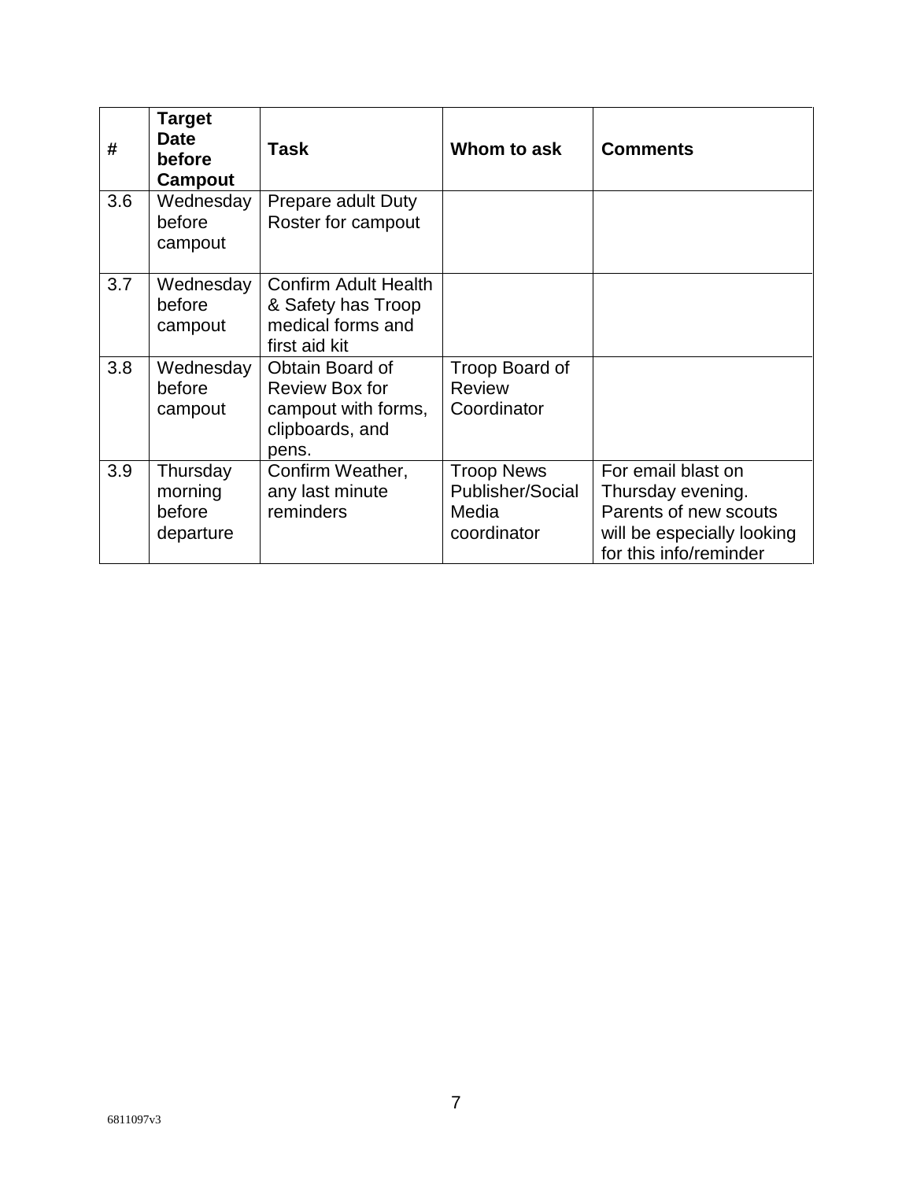| # | Target Date before Campout | Task | Whom to ask | Comments |
|---|---|---|---|---|
| 3.6 | Wednesday before campout | Prepare adult Duty Roster for campout | | |
| 3.7 | Wednesday before campout | Confirm Adult Health & Safety has Troop medical forms and first aid kit | | |
| 3.8 | Wednesday before campout | Obtain Board of Review Box for campout with forms, clipboards, and pens. | Troop Board of Review Coordinator | |
| 3.9 | Thursday morning before departure | Confirm Weather, any last minute reminders | Troop News Publisher/Social Media coordinator | For email blast on Thursday evening. Parents of new scouts will be especially looking for this info/reminder |

6811097v3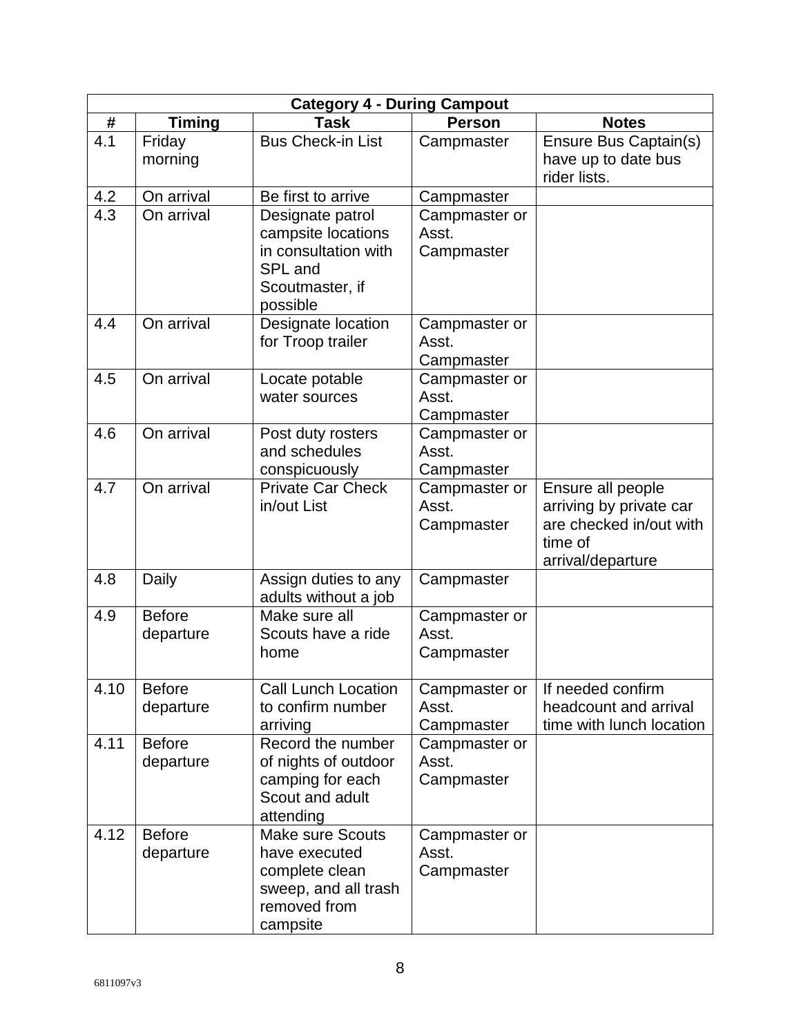| Category 4 - During Campout | | | | |
|---|---|---|---|---|
| # | Timing | Task | Person | Notes |
| 4.1 | Friday morning | Bus Check-in List | Campmaster | Ensure Bus Captain(s) have up to date bus rider lists. |
| 4.2 | On arrival | Be first to arrive | Campmaster | |
| 4.3 | On arrival | Designate patrol campsite locations in consultation with SPL and Scoutmaster, if possible | Campmaster or Asst. Campmaster | |
| 4.4 | On arrival | Designate location for Troop trailer | Campmaster or Asst. Campmaster | |
| 4.5 | On arrival | Locate potable water sources | Campmaster or Asst. Campmaster | |
| 4.6 | On arrival | Post duty rosters and schedules conspicuously | Campmaster or Asst. Campmaster | |
| 4.7 | On arrival | Private Car Check in/out List | Campmaster or Asst. Campmaster | Ensure all people arriving by private car are checked in/out with time of arrival/departure |
| 4.8 | Daily | Assign duties to any adults without a job | Campmaster | |
| 4.9 | Before departure | Make sure all Scouts have a ride home | Campmaster or Asst. Campmaster | |
| 4.10 | Before departure | Call Lunch Location to confirm number arriving | Campmaster or Asst. Campmaster | If needed confirm headcount and arrival time with lunch location |
| 4.11 | Before departure | Record the number of nights of outdoor camping for each Scout and adult attending | Campmaster or Asst. Campmaster | |
| 4.12 | Before departure | Make sure Scouts have executed complete clean sweep, and all trash removed from campsite | Campmaster or Asst. Campmaster | |

6811097v3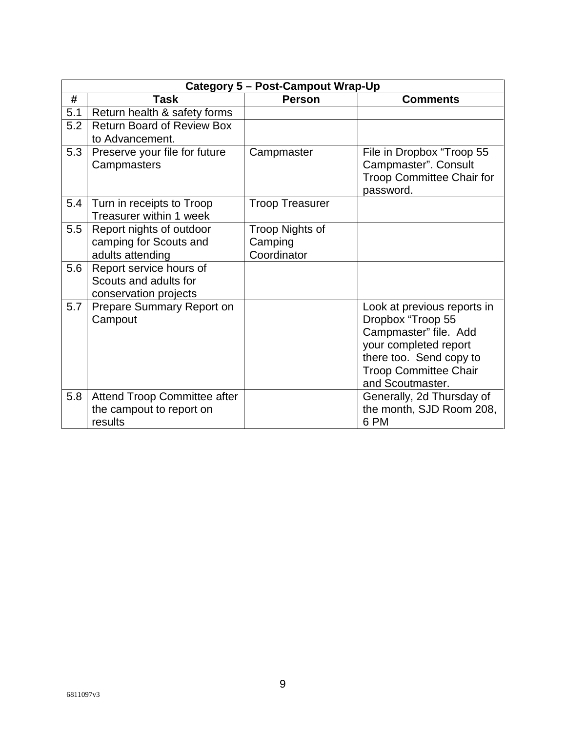| Category 5 – Post-Campout Wrap-Up | | | |
|---|---|---|---|
| **#** | **Task** | **Person** | **Comments** |
| 5.1 | Return health & safety forms | | |
| 5.2 | Return Board of Review Box to Advancement. | | |
| 5.3 | Preserve your file for future Campmasters | Campmaster | File in Dropbox "Troop 55 Campmaster". Consult Troop Committee Chair for password. |
| 5.4 | Turn in receipts to Troop Treasurer within 1 week | Troop Treasurer | |
| 5.5 | Report nights of outdoor camping for Scouts and adults attending | Troop Nights of Camping Coordinator | |
| 5.6 | Report service hours of Scouts and adults for conservation projects | | |
| 5.7 | Prepare Summary Report on Campout | | Look at previous reports in Dropbox "Troop 55 Campmaster" file. Add your completed report there too. Send copy to Troop Committee Chair and Scoutmaster. |
| 5.8 | Attend Troop Committee after the campout to report on results | | Generally, 2d Thursday of the month, SJD Room 208, 6 PM |

6811097v3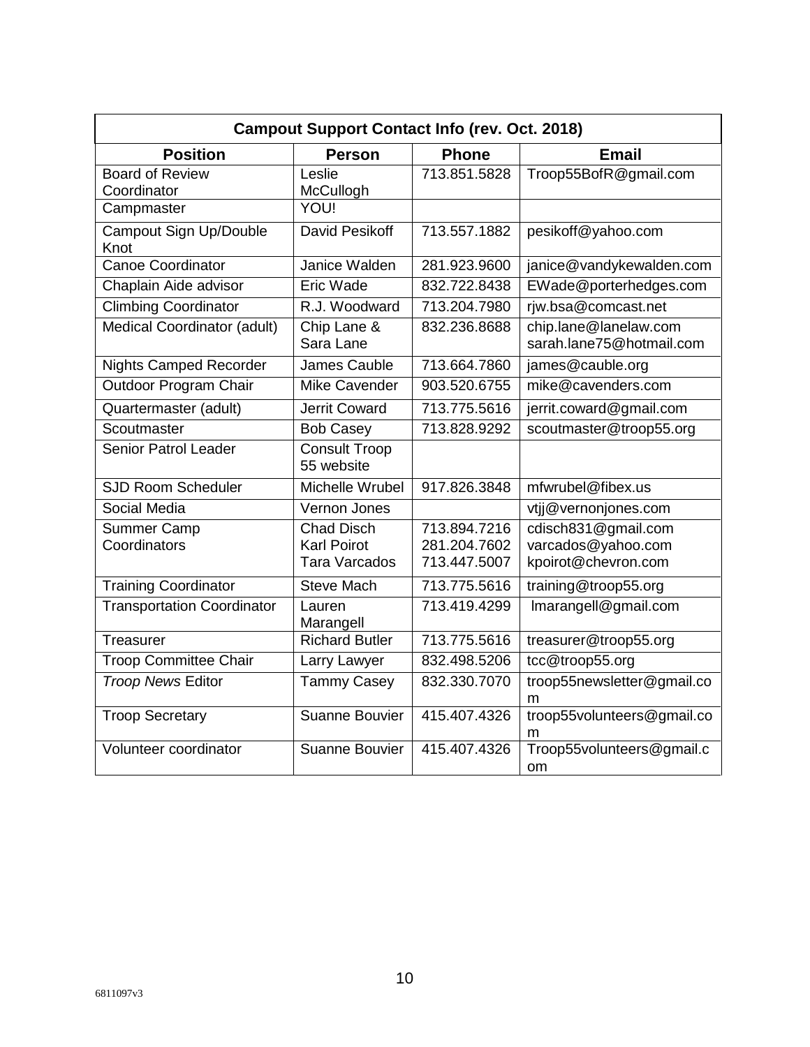| Campout Support Contact Info (rev. Oct. 2018) | | | |
|---|---|---|---|
| **Position** | **Person** | **Phone** | **Email** |
| Board of Review Coordinator | Leslie McCullogh | 713.851.5828 | Troop55BofR@gmail.com |
| Campmaster | YOU! | | |
| Campout Sign Up/Double Knot | David Pesikoff | 713.557.1882 | pesikoff@yahoo.com |
| Canoe Coordinator | Janice Walden | 281.923.9600 | janice@vandykewalden.com |
| Chaplain Aide advisor | Eric Wade | 832.722.8438 | EWade@porterhedges.com |
| Climbing Coordinator | R.J. Woodward | 713.204.7980 | rjw.bsa@comcast.net |
| Medical Coordinator (adult) | Chip Lane & Sara Lane | 832.236.8688 | chip.lane@lanelaw.com sarah.lane75@hotmail.com |
| Nights Camped Recorder | James Cauble | 713.664.7860 | james@cauble.org |
| Outdoor Program Chair | Mike Cavender | 903.520.6755 | mike@cavenders.com |
| Quartermaster (adult) | Jerrit Coward | 713.775.5616 | jerrit.coward@gmail.com |
| Scoutmaster | Bob Casey | 713.828.9292 | scoutmaster@troop55.org |
| Senior Patrol Leader | Consult Troop 55 website | | |
| SJD Room Scheduler | Michelle Wrubel | 917.826.3848 | mfwrubel@fibex.us |
| Social Media | Vernon Jones | | vtjj@vernonjones.com |
| Summer Camp Coordinators | Chad Disch Karl Poirot Tara Varcados | 713.894.7216 281.204.7602 713.447.5007 | cdisch831@gmail.com varcados@yahoo.com kpoirot@chevron.com |
| Training Coordinator | Steve Mach | 713.775.5616 | training@troop55.org |
| Transportation Coordinator | Lauren Marangell | 713.419.4299 | lmarangell@gmail.com |
| Treasurer | Richard Butler | 713.775.5616 | treasurer@troop55.org |
| Troop Committee Chair | Larry Lawyer | 832.498.5206 | tcc@troop55.org |
| *Troop News* Editor | Tammy Casey | 832.330.7070 | troop55newsletter@gmail.com |
| Troop Secretary | Suanne Bouvier | 415.407.4326 | troop55volunteers@gmail.com |
| Volunteer coordinator | Suanne Bouvier | 415.407.4326 | Troop55volunteers@gmail.com |

6811097v3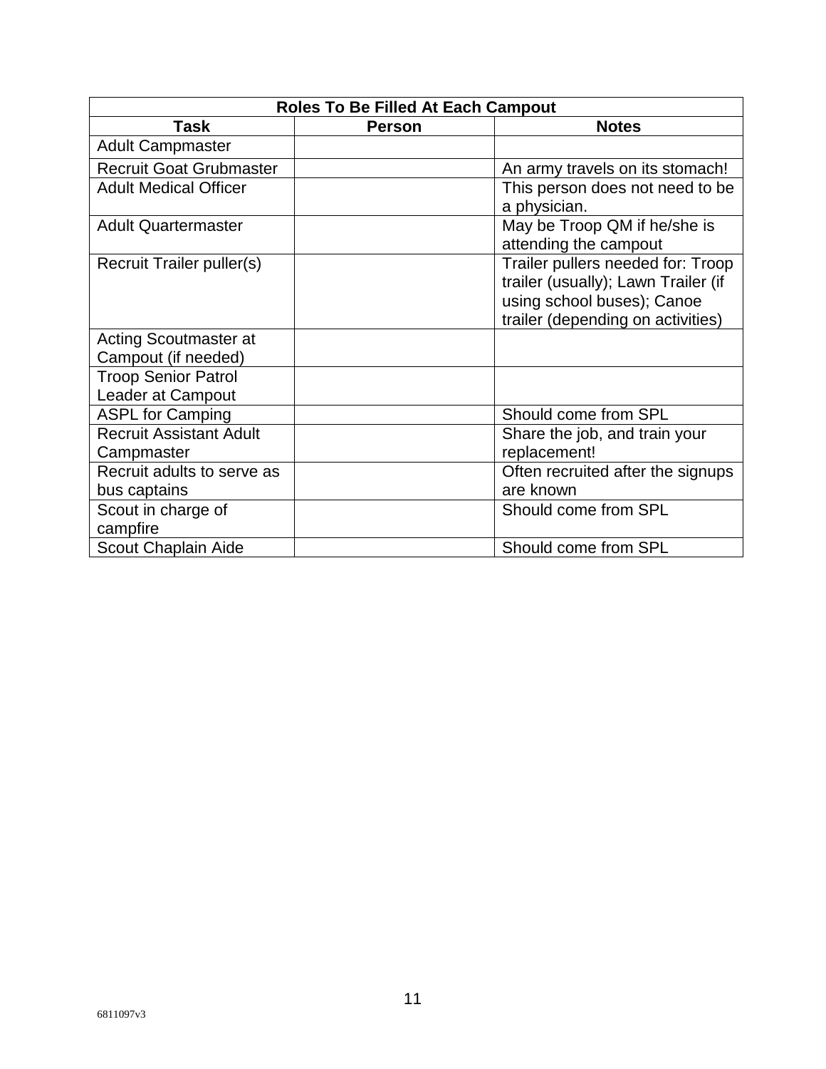| Roles To Be Filled At Each Campout | | |
|---|---|---|
| **Task** | **Person** | **Notes** |
| Adult Campmaster | | |
| Recruit Goat Grubmaster | | An army travels on its stomach! |
| Adult Medical Officer | | This person does not need to be a physician. |
| Adult Quartermaster | | May be Troop QM if he/she is attending the campout |
| Recruit Trailer puller(s) | | Trailer pullers needed for: Troop trailer (usually); Lawn Trailer (if using school buses); Canoe trailer (depending on activities) |
| Acting Scoutmaster at Campout (if needed) | | |
| Troop Senior Patrol Leader at Campout | | |
| ASPL for Camping | | Should come from SPL |
| Recruit Assistant Adult Campmaster | | Share the job, and train your replacement! |
| Recruit adults to serve as bus captains | | Often recruited after the signups are known |
| Scout in charge of campfire | | Should come from SPL |
| Scout Chaplain Aide | | Should come from SPL |

6811097v3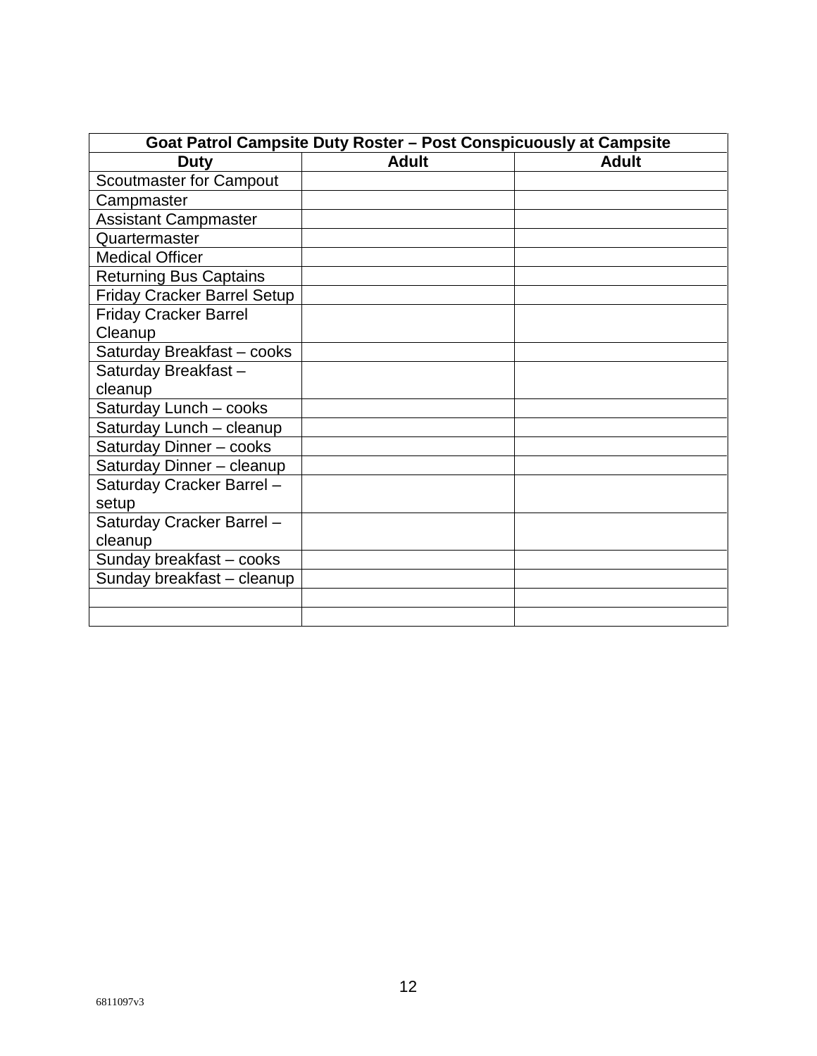| Goat Patrol Campsite Duty Roster – Post Conspicuously at Campsite | | |
|---|---|---|
| **Duty** | **Adult** | **Adult** |
| Scoutmaster for Campout | | |
| Campmaster | | |
| Assistant Campmaster | | |
| Quartermaster | | |
| Medical Officer | | |
| Returning Bus Captains | | |
| Friday Cracker Barrel Setup | | |
| Friday Cracker Barrel Cleanup | | |
| Saturday Breakfast – cooks | | |
| Saturday Breakfast – cleanup | | |
| Saturday Lunch – cooks | | |
| Saturday Lunch – cleanup | | |
| Saturday Dinner – cooks | | |
| Saturday Dinner – cleanup | | |
| Saturday Cracker Barrel – setup | | |
| Saturday Cracker Barrel – cleanup | | |
| Sunday breakfast – cooks | | |
| Sunday breakfast – cleanup | | |
| | | |
| | | |

6811097v3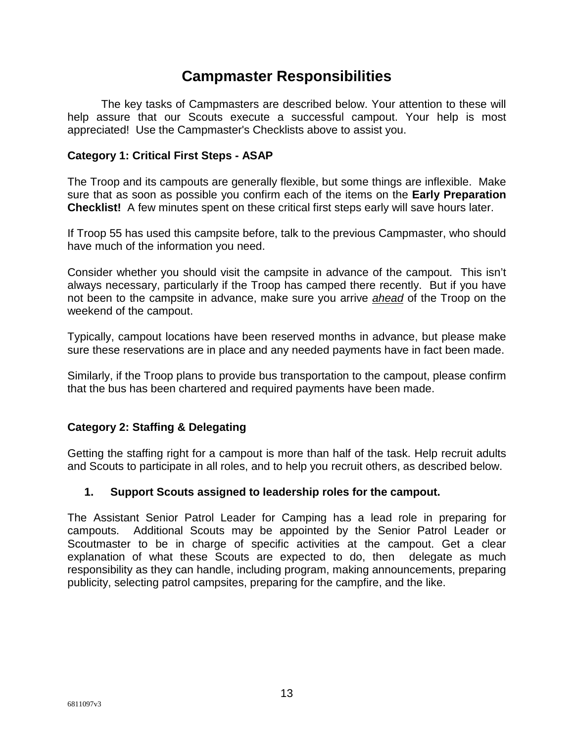# Campmaster Responsibilities

The key tasks of Campmasters are described below. Your attention to these will help assure that our Scouts execute a successful campout. Your help is most appreciated! Use the Campmaster's Checklists above to assist you.

### Category 1: Critical First Steps - ASAP

The Troop and its campouts are generally flexible, but some things are inflexible. Make sure that as soon as possible you confirm each of the items on the **Early Preparation Checklist!** A few minutes spent on these critical first steps early will save hours later.

If Troop 55 has used this campsite before, talk to the previous Campmaster, who should have much of the information you need.

Consider whether you should visit the campsite in advance of the campout. This isn't always necessary, particularly if the Troop has camped there recently. But if you have not been to the campsite in advance, make sure you arrive ***ahead*** of the Troop on the weekend of the campout.

Typically, campout locations have been reserved months in advance, but please make sure these reservations are in place and any needed payments have in fact been made.

Similarly, if the Troop plans to provide bus transportation to the campout, please confirm that the bus has been chartered and required payments have been made.

### Category 2: Staffing & Delegating

Getting the staffing right for a campout is more than half of the task. Help recruit adults and Scouts to participate in all roles, and to help you recruit others, as described below.

1. **Support Scouts assigned to leadership roles for the campout.**

The Assistant Senior Patrol Leader for Camping has a lead role in preparing for campouts. Additional Scouts may be appointed by the Senior Patrol Leader or Scoutmaster to be in charge of specific activities at the campout. Get a clear explanation of what these Scouts are expected to do, then delegate as much responsibility as they can handle, including program, making announcements, preparing publicity, selecting patrol campsites, preparing for the campfire, and the like.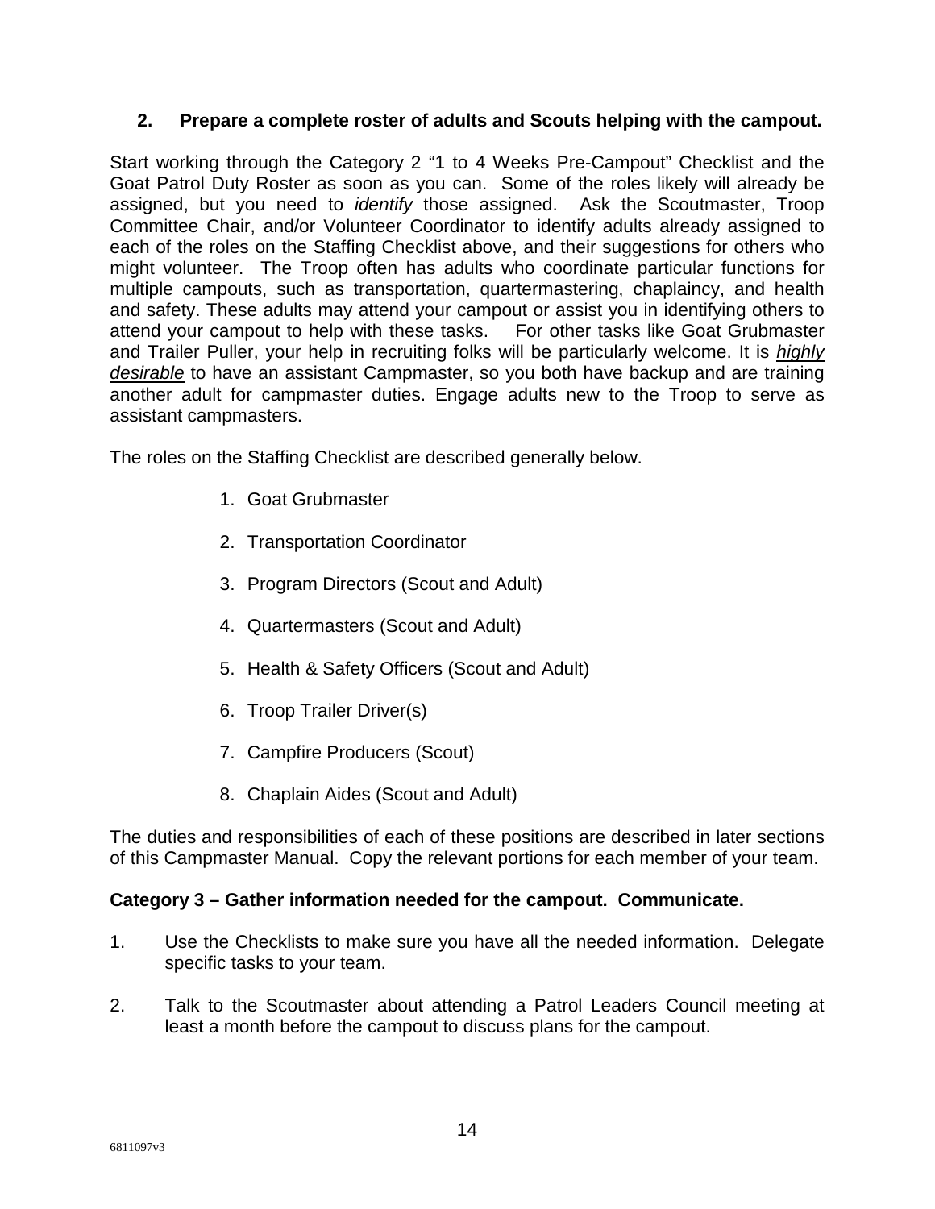**2. Prepare a complete roster of adults and Scouts helping with the campout.**

Start working through the Category 2 “1 to 4 Weeks Pre-Campout” Checklist and the Goat Patrol Duty Roster as soon as you can. Some of the roles likely will already be assigned, but you need to *identify* those assigned. Ask the Scoutmaster, Troop Committee Chair, and/or Volunteer Coordinator to identify adults already assigned to each of the roles on the Staffing Checklist above, and their suggestions for others who might volunteer. The Troop often has adults who coordinate particular functions for multiple campouts, such as transportation, quartermastering, chaplaincy, and health and safety. These adults may attend your campout or assist you in identifying others to attend your campout to help with these tasks. For other tasks like Goat Grubmaster and Trailer Puller, your help in recruiting folks will be particularly welcome. It is <u>*highly desirable*</u> to have an assistant Campmaster, so you both have backup and are training another adult for campmaster duties. Engage adults new to the Troop to serve as assistant campmasters.

The roles on the Staffing Checklist are described generally below.

1. Goat Grubmaster
2. Transportation Coordinator
3. Program Directors (Scout and Adult)
4. Quartermasters (Scout and Adult)
5. Health & Safety Officers (Scout and Adult)
6. Troop Trailer Driver(s)
7. Campfire Producers (Scout)
8. Chaplain Aides (Scout and Adult)

The duties and responsibilities of each of these positions are described in later sections of this Campmaster Manual. Copy the relevant portions for each member of your team.

**Category 3 – Gather information needed for the campout. Communicate.**

1. Use the Checklists to make sure you have all the needed information. Delegate specific tasks to your team.
2. Talk to the Scoutmaster about attending a Patrol Leaders Council meeting at least a month before the campout to discuss plans for the campout.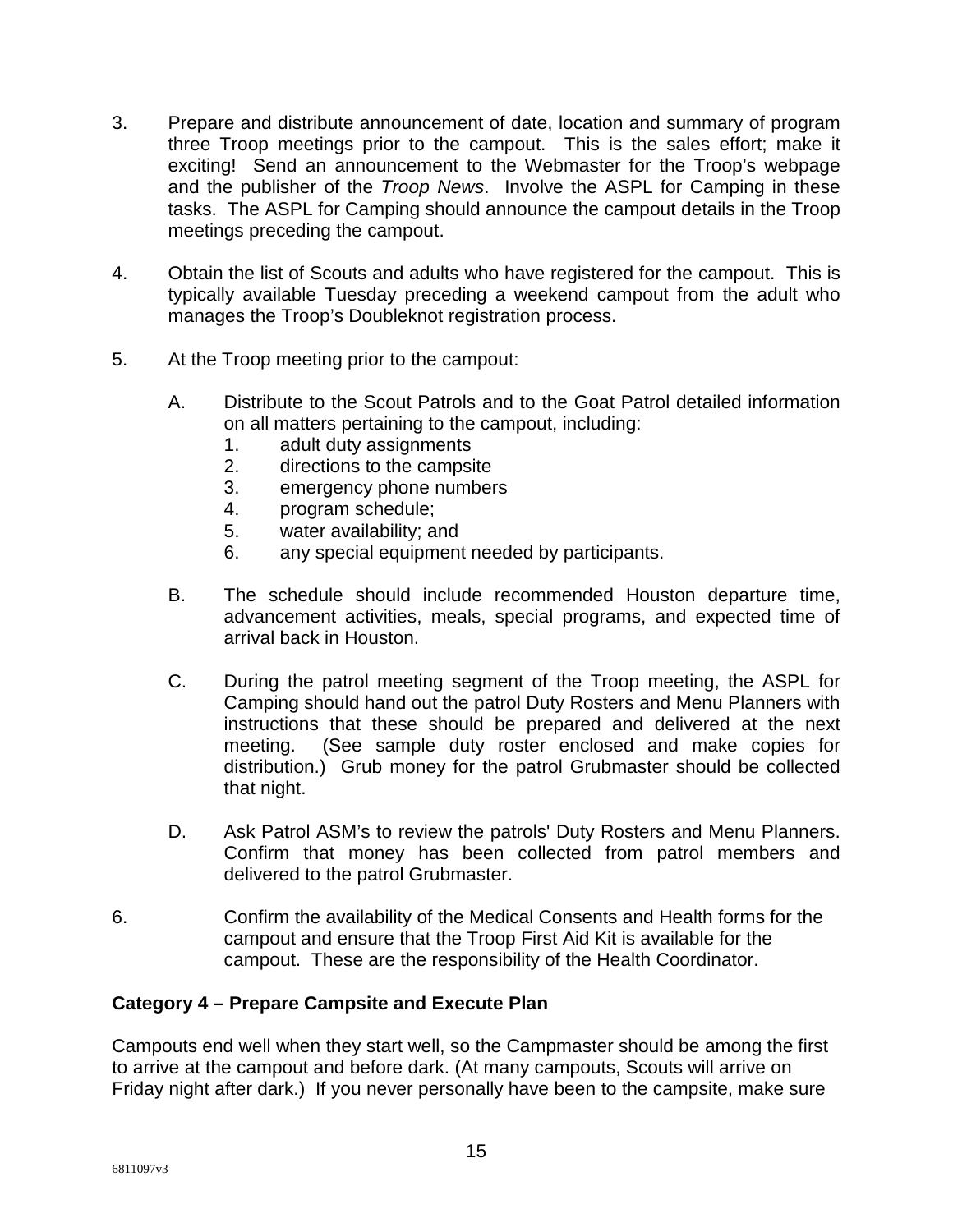3. Prepare and distribute announcement of date, location and summary of program three Troop meetings prior to the campout. This is the sales effort; make it exciting! Send an announcement to the Webmaster for the Troop's webpage and the publisher of the *Troop News*. Involve the ASPL for Camping in these tasks. The ASPL for Camping should announce the campout details in the Troop meetings preceding the campout.

4. Obtain the list of Scouts and adults who have registered for the campout. This is typically available Tuesday preceding a weekend campout from the adult who manages the Troop's Doubleknot registration process.

5. At the Troop meeting prior to the campout:

   A. Distribute to the Scout Patrols and to the Goat Patrol detailed information on all matters pertaining to the campout, including:
      1. adult duty assignments
      2. directions to the campsite
      3. emergency phone numbers
      4. program schedule;
      5. water availability; and
      6. any special equipment needed by participants.

   B. The schedule should include recommended Houston departure time, advancement activities, meals, special programs, and expected time of arrival back in Houston.

   C. During the patrol meeting segment of the Troop meeting, the ASPL for Camping should hand out the patrol Duty Rosters and Menu Planners with instructions that these should be prepared and delivered at the next meeting. (See sample duty roster enclosed and make copies for distribution.) Grub money for the patrol Grubmaster should be collected that night.

   D. Ask Patrol ASM's to review the patrols' Duty Rosters and Menu Planners. Confirm that money has been collected from patrol members and delivered to the patrol Grubmaster.

6. Confirm the availability of the Medical Consents and Health forms for the campout and ensure that the Troop First Aid Kit is available for the campout. These are the responsibility of the Health Coordinator.

**Category 4 – Prepare Campsite and Execute Plan**

Campouts end well when they start well, so the Campmaster should be among the first to arrive at the campout and before dark. (At many campouts, Scouts will arrive on Friday night after dark.) If you never personally have been to the campsite, make sure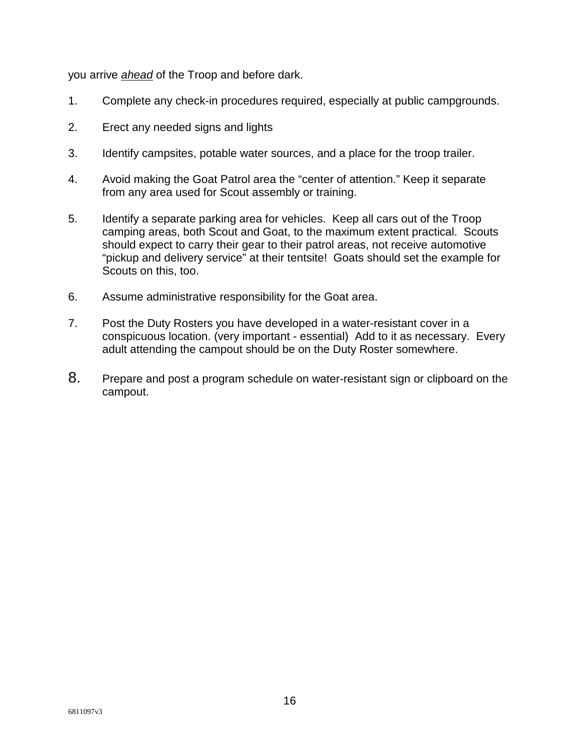you arrive *ahead* of the Troop and before dark.

1. Complete any check-in procedures required, especially at public campgrounds.

2. Erect any needed signs and lights

3. Identify campsites, potable water sources, and a place for the troop trailer.

4. Avoid making the Goat Patrol area the “center of attention.” Keep it separate from any area used for Scout assembly or training.

5. Identify a separate parking area for vehicles. Keep all cars out of the Troop camping areas, both Scout and Goat, to the maximum extent practical. Scouts should expect to carry their gear to their patrol areas, not receive automotive “pickup and delivery service” at their tentsite! Goats should set the example for Scouts on this, too.

6. Assume administrative responsibility for the Goat area.

7. Post the Duty Rosters you have developed in a water-resistant cover in a conspicuous location. (very important - essential) Add to it as necessary. Every adult attending the campout should be on the Duty Roster somewhere.

8. Prepare and post a program schedule on water-resistant sign or clipboard on the campout.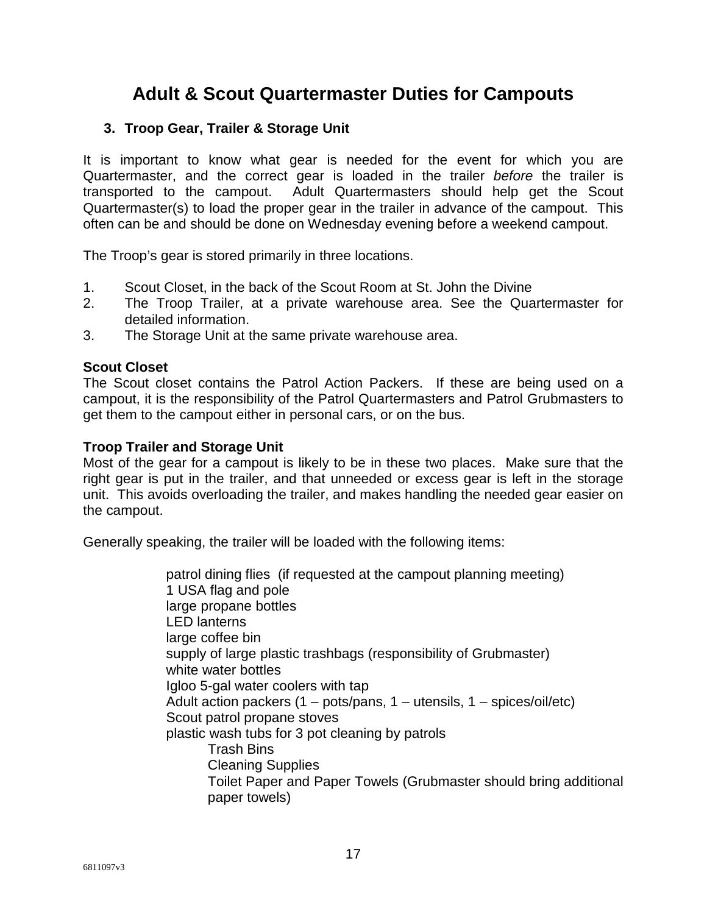# Adult & Scout Quartermaster Duties for Campouts

### 3. Troop Gear, Trailer & Storage Unit

It is important to know what gear is needed for the event for which you are Quartermaster, and the correct gear is loaded in the trailer *before* the trailer is transported to the campout. Adult Quartermasters should help get the Scout Quartermaster(s) to load the proper gear in the trailer in advance of the campout. This often can be and should be done on Wednesday evening before a weekend campout.

The Troop's gear is stored primarily in three locations.

1. Scout Closet, in the back of the Scout Room at St. John the Divine
2. The Troop Trailer, at a private warehouse area. See the Quartermaster for detailed information.
3. The Storage Unit at the same private warehouse area.

**Scout Closet**
The Scout closet contains the Patrol Action Packers. If these are being used on a campout, it is the responsibility of the Patrol Quartermasters and Patrol Grubmasters to get them to the campout either in personal cars, or on the bus.

**Troop Trailer and Storage Unit**
Most of the gear for a campout is likely to be in these two places. Make sure that the right gear is put in the trailer, and that unneeded or excess gear is left in the storage unit. This avoids overloading the trailer, and makes handling the needed gear easier on the campout.

Generally speaking, the trailer will be loaded with the following items:

- patrol dining flies (if requested at the campout planning meeting)
- 1 USA flag and pole
- large propane bottles
- LED lanterns
- large coffee bin
- supply of large plastic trashbags (responsibility of Grubmaster)
- white water bottles
- Igloo 5-gal water coolers with tap
- Adult action packers (1 – pots/pans, 1 – utensils, 1 – spices/oil/etc)
- Scout patrol propane stoves
- plastic wash tubs for 3 pot cleaning by patrols
    - Trash Bins
    - Cleaning Supplies
    - Toilet Paper and Paper Towels (Grubmaster should bring additional paper towels)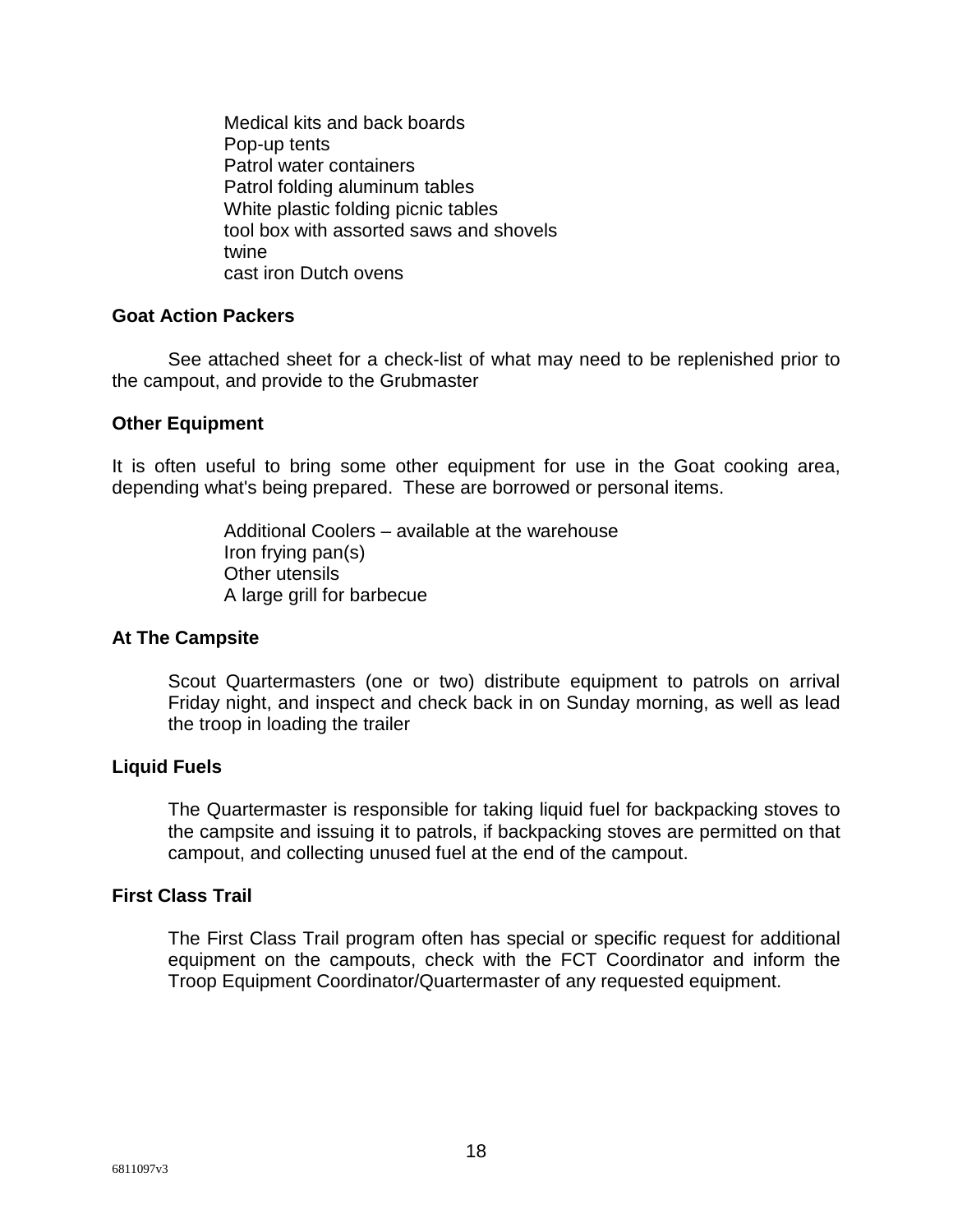Medical kits and back boards
Pop-up tents
Patrol water containers
Patrol folding aluminum tables
White plastic folding picnic tables
tool box with assorted saws and shovels
twine
cast iron Dutch ovens

**Goat Action Packers**

See attached sheet for a check-list of what may need to be replenished prior to the campout, and provide to the Grubmaster

**Other Equipment**

It is often useful to bring some other equipment for use in the Goat cooking area, depending what's being prepared. These are borrowed or personal items.

Additional Coolers – available at the warehouse
Iron frying pan(s)
Other utensils
A large grill for barbecue

**At The Campsite**

Scout Quartermasters (one or two) distribute equipment to patrols on arrival Friday night, and inspect and check back in on Sunday morning, as well as lead the troop in loading the trailer

**Liquid Fuels**

The Quartermaster is responsible for taking liquid fuel for backpacking stoves to the campsite and issuing it to patrols, if backpacking stoves are permitted on that campout, and collecting unused fuel at the end of the campout.

**First Class Trail**

The First Class Trail program often has special or specific request for additional equipment on the campouts, check with the FCT Coordinator and inform the Troop Equipment Coordinator/Quartermaster of any requested equipment.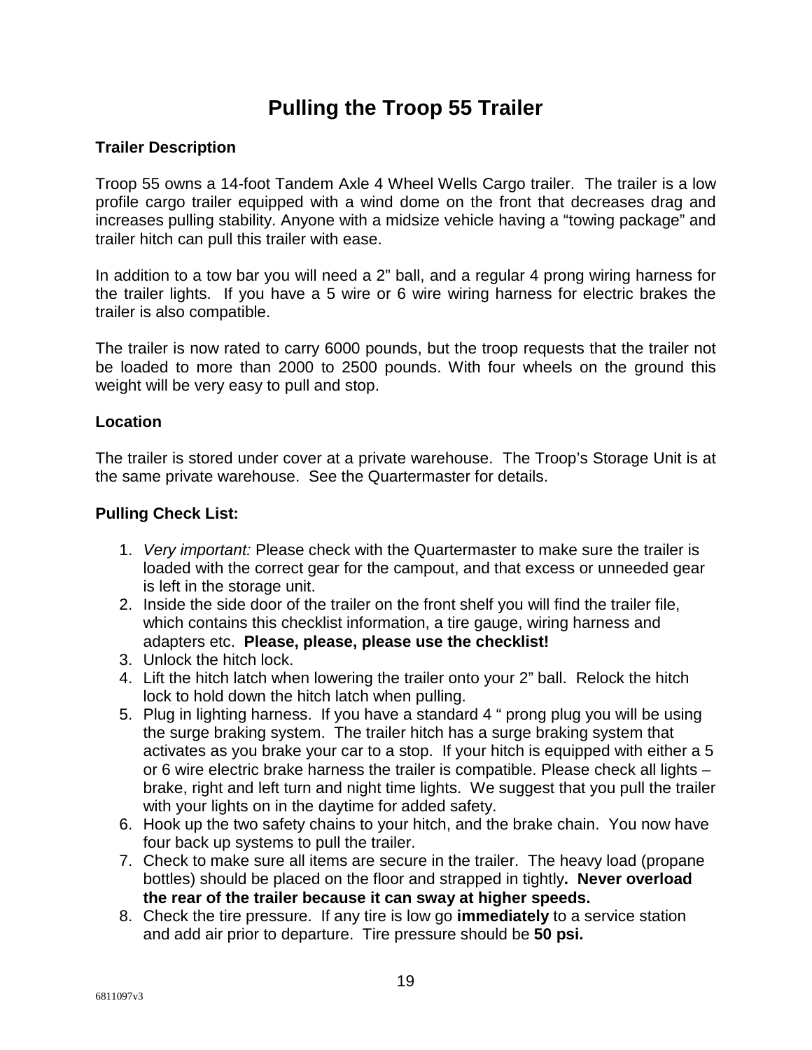# Pulling the Troop 55 Trailer

**Trailer Description**

Troop 55 owns a 14-foot Tandem Axle 4 Wheel Wells Cargo trailer. The trailer is a low profile cargo trailer equipped with a wind dome on the front that decreases drag and increases pulling stability. Anyone with a midsize vehicle having a “towing package” and trailer hitch can pull this trailer with ease.

In addition to a tow bar you will need a 2” ball, and a regular 4 prong wiring harness for the trailer lights. If you have a 5 wire or 6 wire wiring harness for electric brakes the trailer is also compatible.

The trailer is now rated to carry 6000 pounds, but the troop requests that the trailer not be loaded to more than 2000 to 2500 pounds. With four wheels on the ground this weight will be very easy to pull and stop.

**Location**

The trailer is stored under cover at a private warehouse. The Troop’s Storage Unit is at the same private warehouse. See the Quartermaster for details.

**Pulling Check List:**

1. *Very important:* Please check with the Quartermaster to make sure the trailer is loaded with the correct gear for the campout, and that excess or unneeded gear is left in the storage unit.
2. Inside the side door of the trailer on the front shelf you will find the trailer file, which contains this checklist information, a tire gauge, wiring harness and adapters etc. **Please, please, please use the checklist!**
3. Unlock the hitch lock.
4. Lift the hitch latch when lowering the trailer onto your 2” ball. Relock the hitch lock to hold down the hitch latch when pulling.
5. Plug in lighting harness. If you have a standard 4 “ prong plug you will be using the surge braking system. The trailer hitch has a surge braking system that activates as you brake your car to a stop. If your hitch is equipped with either a 5 or 6 wire electric brake harness the trailer is compatible. Please check all lights – brake, right and left turn and night time lights. We suggest that you pull the trailer with your lights on in the daytime for added safety.
6. Hook up the two safety chains to your hitch, and the brake chain. You now have four back up systems to pull the trailer.
7. Check to make sure all items are secure in the trailer. The heavy load (propane bottles) should be placed on the floor and strapped in tightly**. Never overload the rear of the trailer because it can sway at higher speeds.**
8. Check the tire pressure. If any tire is low go **immediately** to a service station and add air prior to departure. Tire pressure should be **50 psi.**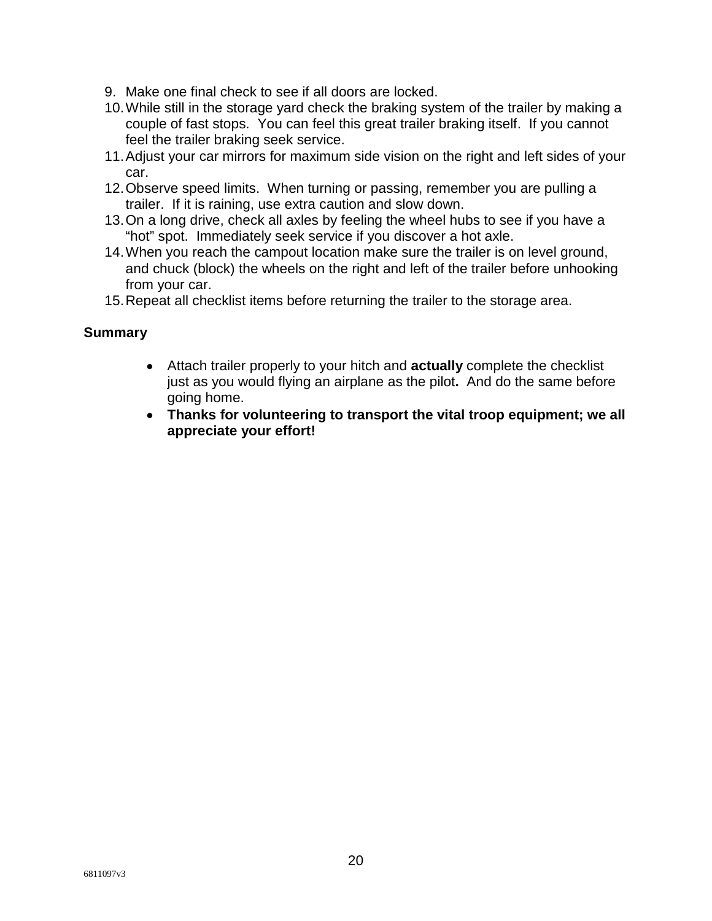9. Make one final check to see if all doors are locked.
10. While still in the storage yard check the braking system of the trailer by making a couple of fast stops.  You can feel this great trailer braking itself.  If you cannot feel the trailer braking seek service.
11. Adjust your car mirrors for maximum side vision on the right and left sides of your car.
12. Observe speed limits.  When turning or passing, remember you are pulling a trailer.  If it is raining, use extra caution and slow down.
13. On a long drive, check all axles by feeling the wheel hubs to see if you have a "hot" spot.  Immediately seek service if you discover a hot axle.
14. When you reach the campout location make sure the trailer is on level ground, and chuck (block) the wheels on the right and left of the trailer before unhooking from your car.
15. Repeat all checklist items before returning the trailer to the storage area.

**Summary**

- Attach trailer properly to your hitch and **actually** complete the checklist just as you would flying an airplane as the pilot**.**  And do the same before going home.
- **Thanks for volunteering to transport the vital troop equipment; we all appreciate your effort!**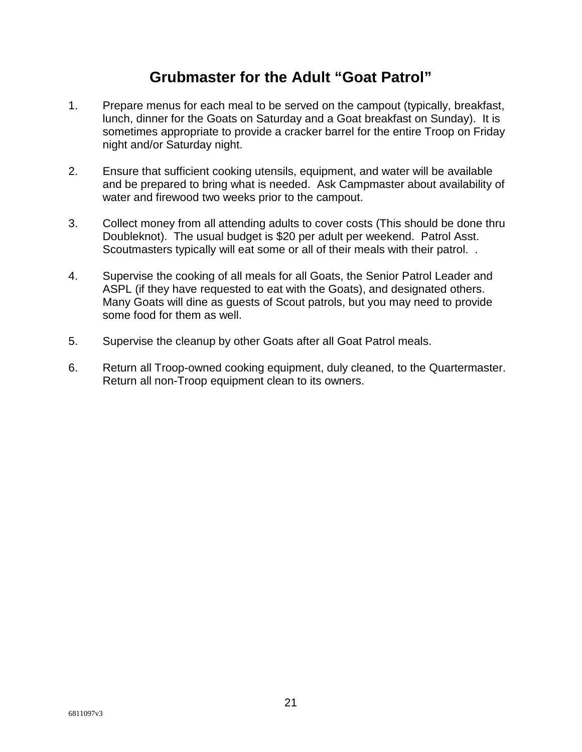## Grubmaster for the Adult "Goat Patrol"

1. Prepare menus for each meal to be served on the campout (typically, breakfast, lunch, dinner for the Goats on Saturday and a Goat breakfast on Sunday). It is sometimes appropriate to provide a cracker barrel for the entire Troop on Friday night and/or Saturday night.

2. Ensure that sufficient cooking utensils, equipment, and water will be available and be prepared to bring what is needed. Ask Campmaster about availability of water and firewood two weeks prior to the campout.

3. Collect money from all attending adults to cover costs (This should be done thru Doubleknot). The usual budget is $20 per adult per weekend. Patrol Asst. Scoutmasters typically will eat some or all of their meals with their patrol. .

4. Supervise the cooking of all meals for all Goats, the Senior Patrol Leader and ASPL (if they have requested to eat with the Goats), and designated others. Many Goats will dine as guests of Scout patrols, but you may need to provide some food for them as well.

5. Supervise the cleanup by other Goats after all Goat Patrol meals.

6. Return all Troop-owned cooking equipment, duly cleaned, to the Quartermaster. Return all non-Troop equipment clean to its owners.

6811097v3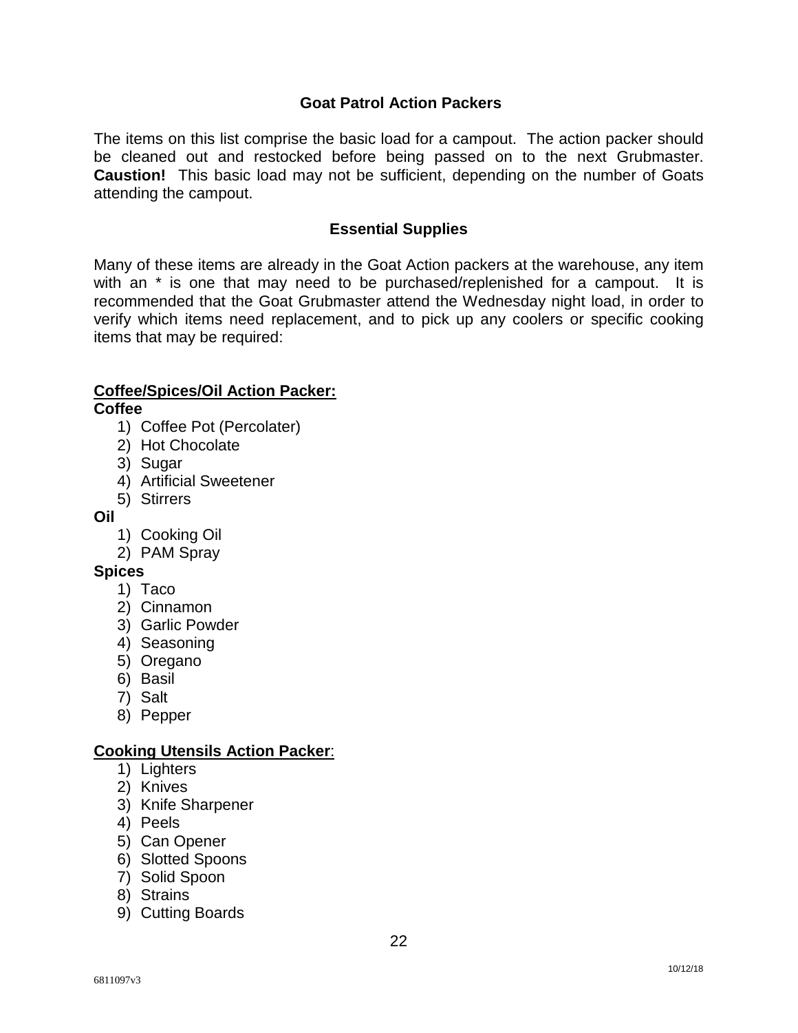## Goat Patrol Action Packers

The items on this list comprise the basic load for a campout. The action packer should be cleaned out and restocked before being passed on to the next Grubmaster. **Caustion!** This basic load may not be sufficient, depending on the number of Goats attending the campout.

## Essential Supplies

Many of these items are already in the Goat Action packers at the warehouse, any item with an * is one that may need to be purchased/replenished for a campout. It is recommended that the Goat Grubmaster attend the Wednesday night load, in order to verify which items need replacement, and to pick up any coolers or specific cooking items that may be required:

**Coffee/Spices/Oil Action Packer:**

**Coffee**

1) Coffee Pot (Percolater)
2) Hot Chocolate
3) Sugar
4) Artificial Sweetener
5) Stirrers

**Oil**

1) Cooking Oil
2) PAM Spray

**Spices**

1) Taco
2) Cinnamon
3) Garlic Powder
4) Seasoning
5) Oregano
6) Basil
7) Salt
8) Pepper

**Cooking Utensils Action Packer**:

1) Lighters
2) Knives
3) Knife Sharpener
4) Peels
5) Can Opener
6) Slotted Spoons
7) Solid Spoon
8) Strains
9) Cutting Boards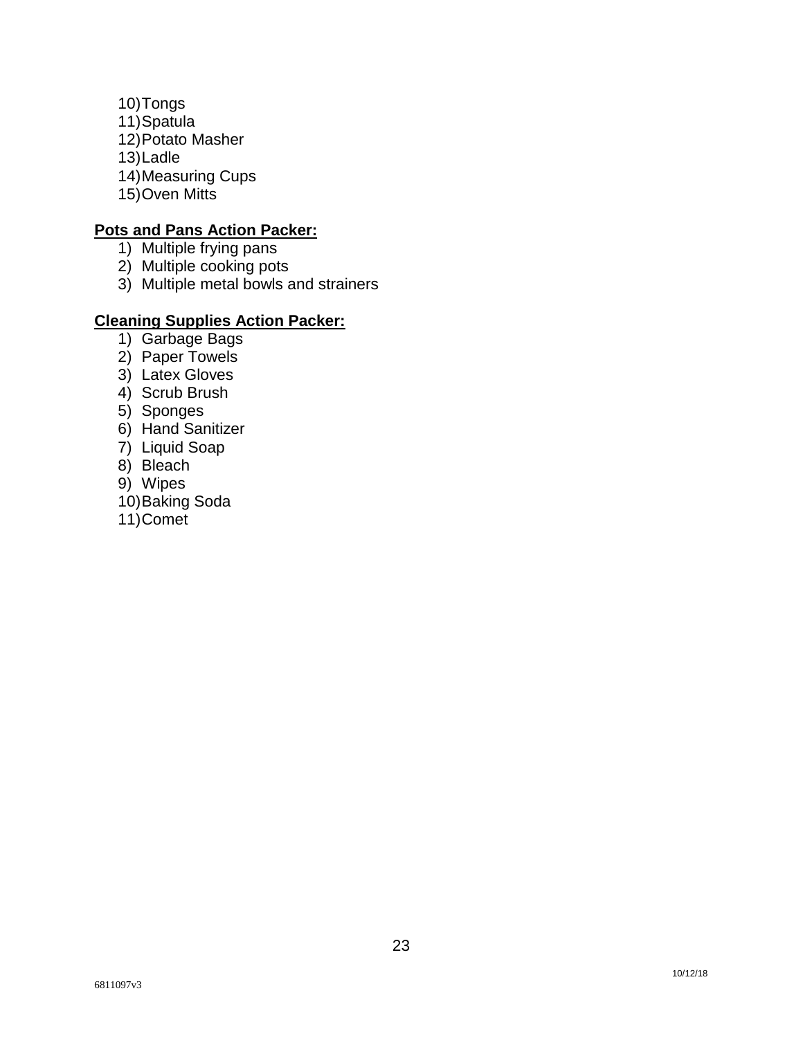10) Tongs
11) Spatula
12) Potato Masher
13) Ladle
14) Measuring Cups
15) Oven Mitts

**Pots and Pans Action Packer:**

1) Multiple frying pans
2) Multiple cooking pots
3) Multiple metal bowls and strainers

**Cleaning Supplies Action Packer:**

1) Garbage Bags
2) Paper Towels
3) Latex Gloves
4) Scrub Brush
5) Sponges
6) Hand Sanitizer
7) Liquid Soap
8) Bleach
9) Wipes
10) Baking Soda
11) Comet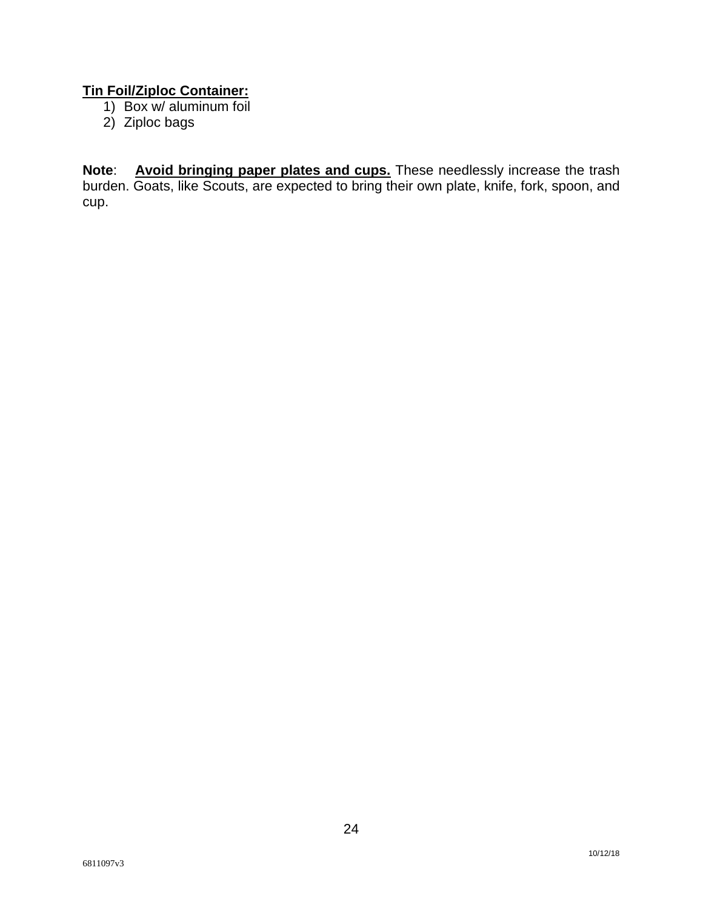**<u>Tin Foil/Ziploc Container:</u>**

1) Box w/ aluminum foil
2) Ziploc bags

**Note**: **<u>Avoid bringing paper plates and cups.</u>** These needlessly increase the trash burden. Goats, like Scouts, are expected to bring their own plate, knife, fork, spoon, and cup.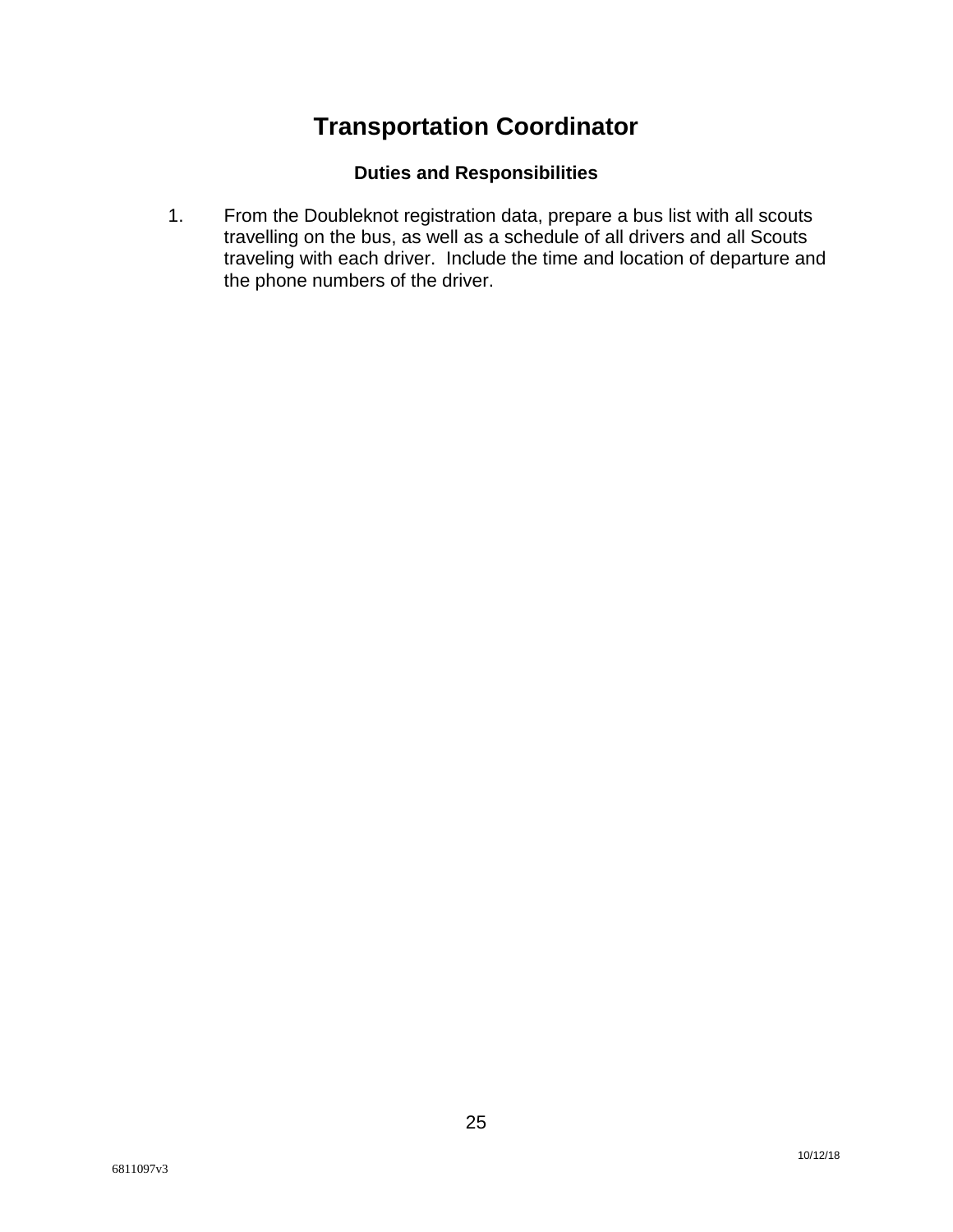# Transportation Coordinator

### Duties and Responsibilities

1. From the Doubleknot registration data, prepare a bus list with all scouts travelling on the bus, as well as a schedule of all drivers and all Scouts traveling with each driver. Include the time and location of departure and the phone numbers of the driver.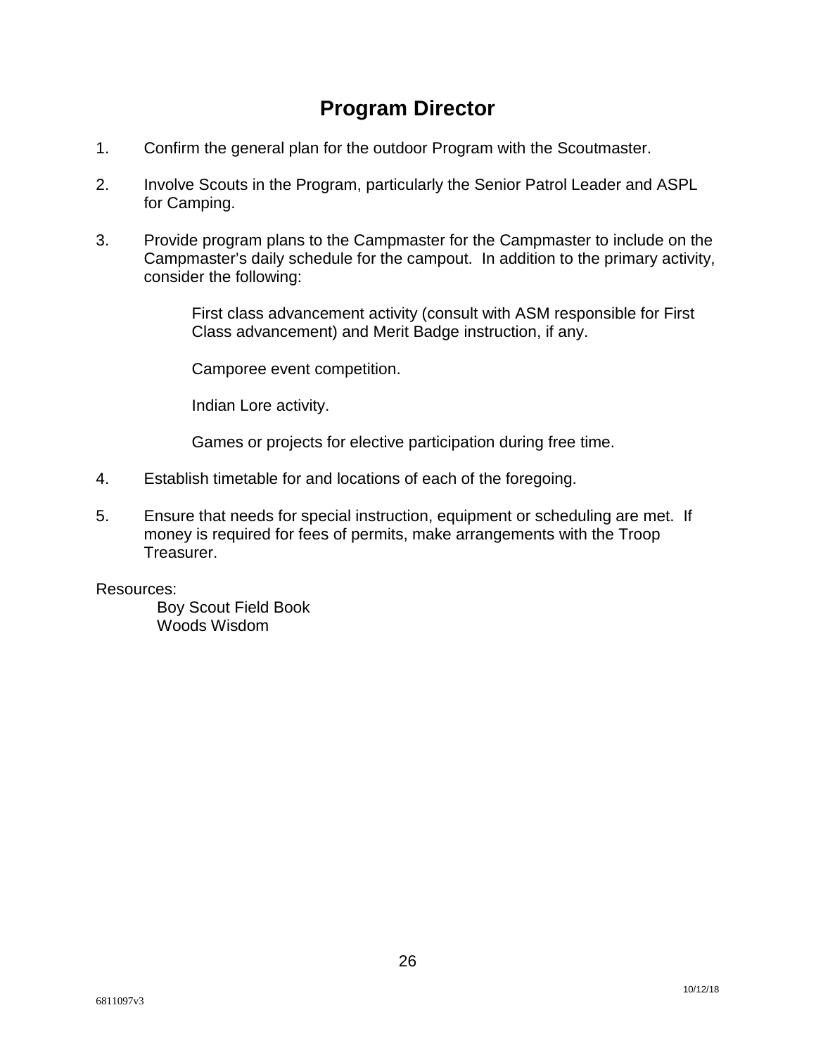# Program Director

1. Confirm the general plan for the outdoor Program with the Scoutmaster.

2. Involve Scouts in the Program, particularly the Senior Patrol Leader and ASPL for Camping.

3. Provide program plans to the Campmaster for the Campmaster to include on the Campmaster's daily schedule for the campout. In addition to the primary activity, consider the following:

   First class advancement activity (consult with ASM responsible for First Class advancement) and Merit Badge instruction, if any.

   Camporee event competition.

   Indian Lore activity.

   Games or projects for elective participation during free time.

4. Establish timetable for and locations of each of the foregoing.

5. Ensure that needs for special instruction, equipment or scheduling are met. If money is required for fees of permits, make arrangements with the Troop Treasurer.

Resources:
  Boy Scout Field Book
  Woods Wisdom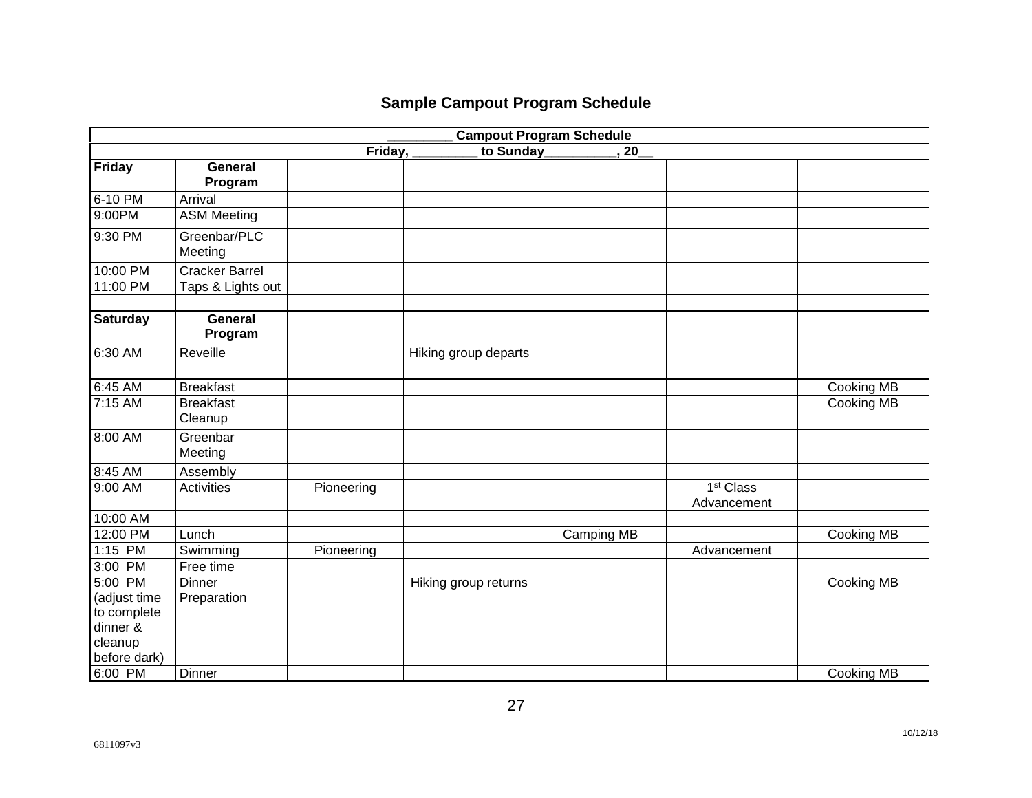## Sample Campout Program Schedule

| ________ Campout Program Schedule | | | | | | |
|---|---|---|---|---|---|---|
| Friday, ________ to Sunday_________, 20__ | | | | | | |
| **Friday** | **General Program** | | | | | |
| 6-10 PM | Arrival | | | | | |
| 9:00PM | ASM Meeting | | | | | |
| 9:30 PM | Greenbar/PLC Meeting | | | | | |
| 10:00 PM | Cracker Barrel | | | | | |
| 11:00 PM | Taps & Lights out | | | | | |
| | | | | | | |
| **Saturday** | **General Program** | | | | | |
| 6:30 AM | Reveille | | Hiking group departs | | | |
| 6:45 AM | Breakfast | | | | | Cooking MB |
| 7:15 AM | Breakfast Cleanup | | | | | Cooking MB |
| 8:00 AM | Greenbar Meeting | | | | | |
| 8:45 AM | Assembly | | | | | |
| 9:00 AM | Activities | Pioneering | | | 1st Class Advancement | |
| 10:00 AM | | | | | | |
| 12:00 PM | Lunch | | | Camping MB | | Cooking MB |
| 1:15 PM | Swimming | Pioneering | | | Advancement | |
| 3:00 PM | Free time | | | | | |
| 5:00 PM (adjust time to complete dinner & cleanup before dark) | Dinner Preparation | | Hiking group returns | | | Cooking MB |
| 6:00 PM | Dinner | | | | | Cooking MB |

6811097v3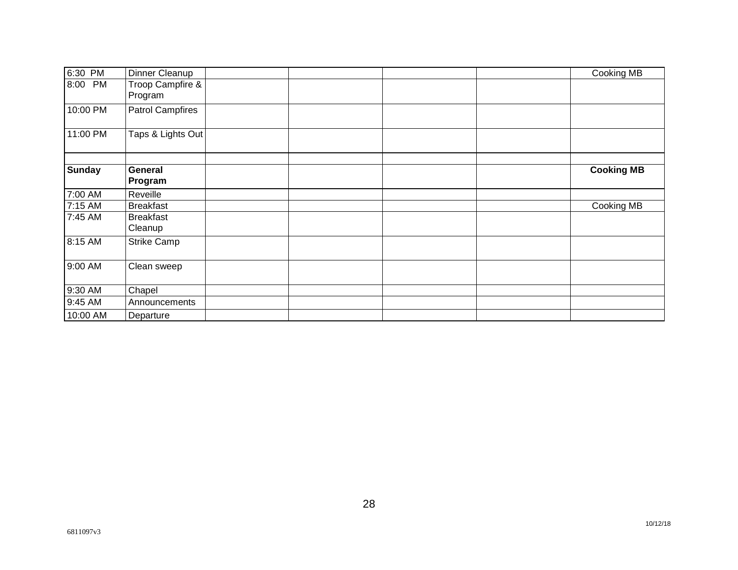| | | | | | | |
|---|---|---|---|---|---|---|
| 6:30 PM | Dinner Cleanup | | | | | Cooking MB |
| 8:00 PM | Troop Campfire & Program | | | | | |
| 10:00 PM | Patrol Campfires | | | | | |
| 11:00 PM | Taps & Lights Out | | | | | |
| | | | | | | |
| **Sunday** | **General Program** | | | | | **Cooking MB** |
| 7:00 AM | Reveille | | | | | |
| 7:15 AM | Breakfast | | | | | Cooking MB |
| 7:45 AM | Breakfast Cleanup | | | | | |
| 8:15 AM | Strike Camp | | | | | |
| 9:00 AM | Clean sweep | | | | | |
| 9:30 AM | Chapel | | | | | |
| 9:45 AM | Announcements | | | | | |
| 10:00 AM | Departure | | | | | |

6811097v3

10/12/18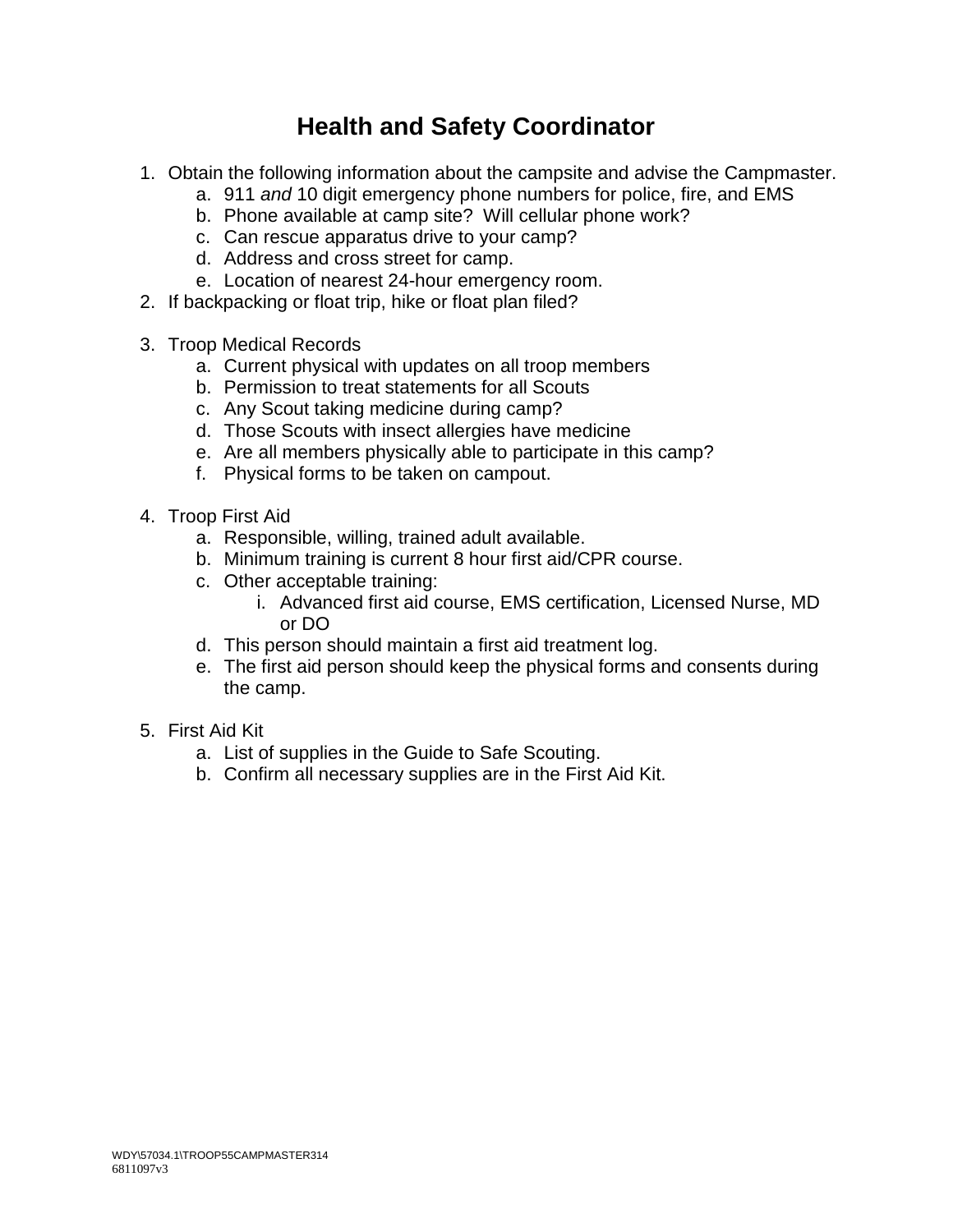# Health and Safety Coordinator

1. Obtain the following information about the campsite and advise the Campmaster.
   a. 911 *and* 10 digit emergency phone numbers for police, fire, and EMS
   b. Phone available at camp site? Will cellular phone work?
   c. Can rescue apparatus drive to your camp?
   d. Address and cross street for camp.
   e. Location of nearest 24-hour emergency room.
2. If backpacking or float trip, hike or float plan filed?
3. Troop Medical Records
   a. Current physical with updates on all troop members
   b. Permission to treat statements for all Scouts
   c. Any Scout taking medicine during camp?
   d. Those Scouts with insect allergies have medicine
   e. Are all members physically able to participate in this camp?
   f. Physical forms to be taken on campout.
4. Troop First Aid
   a. Responsible, willing, trained adult available.
   b. Minimum training is current 8 hour first aid/CPR course.
   c. Other acceptable training:
      i. Advanced first aid course, EMS certification, Licensed Nurse, MD or DO
   d. This person should maintain a first aid treatment log.
   e. The first aid person should keep the physical forms and consents during the camp.
5. First Aid Kit
   a. List of supplies in the Guide to Safe Scouting.
   b. Confirm all necessary supplies are in the First Aid Kit.

WDY\57034.1\TROOP55CAMPMASTER314
6811097v3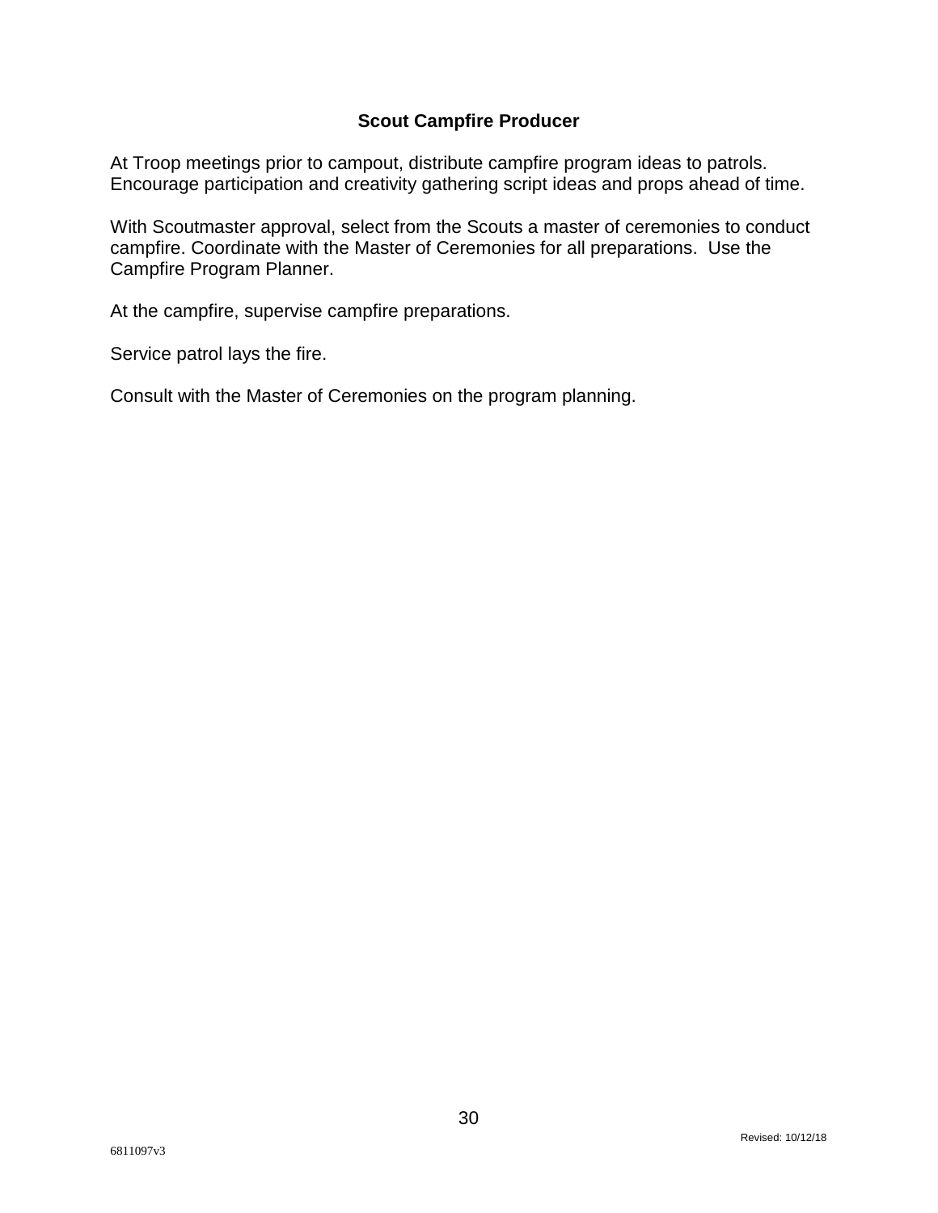## Scout Campfire Producer

At Troop meetings prior to campout, distribute campfire program ideas to patrols. Encourage participation and creativity gathering script ideas and props ahead of time.

With Scoutmaster approval, select from the Scouts a master of ceremonies to conduct campfire. Coordinate with the Master of Ceremonies for all preparations. Use the Campfire Program Planner.

At the campfire, supervise campfire preparations.

Service patrol lays the fire.

Consult with the Master of Ceremonies on the program planning.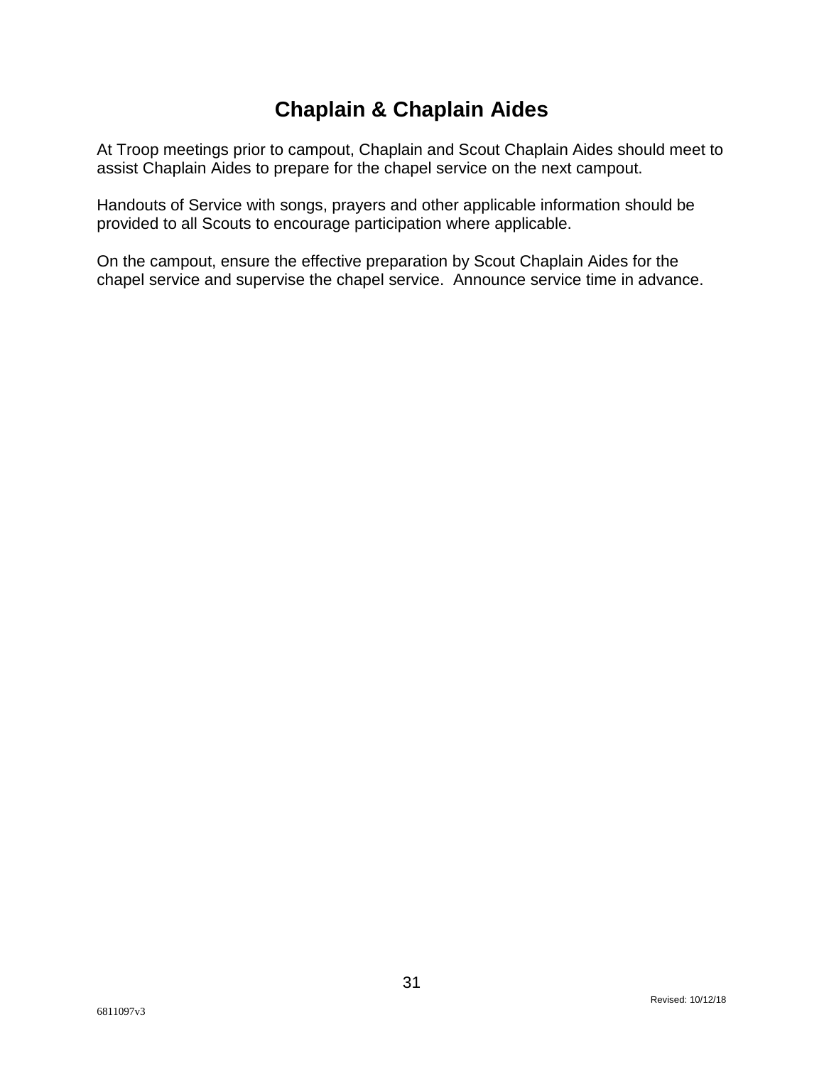# Chaplain & Chaplain Aides

At Troop meetings prior to campout, Chaplain and Scout Chaplain Aides should meet to assist Chaplain Aides to prepare for the chapel service on the next campout.

Handouts of Service with songs, prayers and other applicable information should be provided to all Scouts to encourage participation where applicable.

On the campout, ensure the effective preparation by Scout Chaplain Aides for the chapel service and supervise the chapel service.  Announce service time in advance.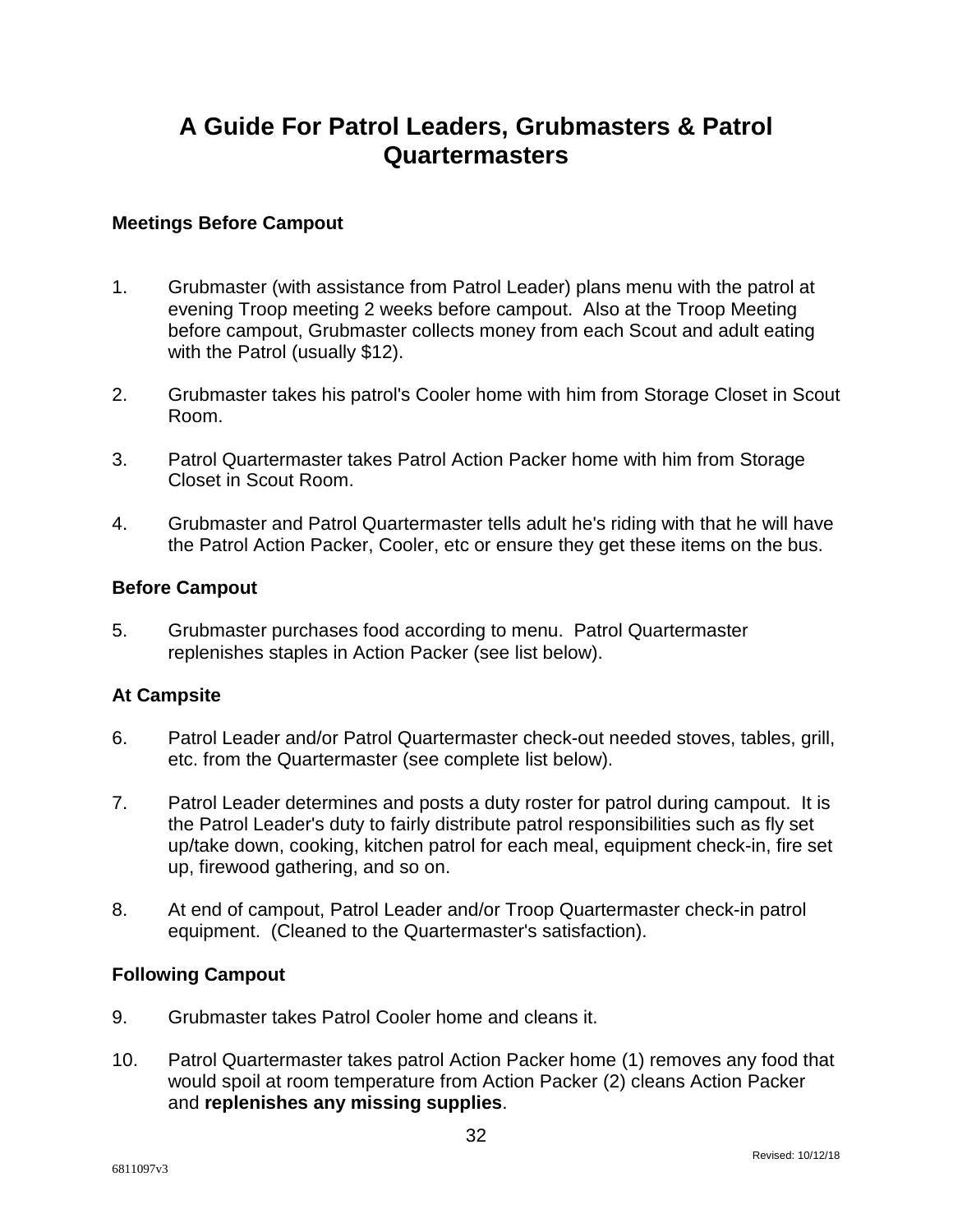# A Guide For Patrol Leaders, Grubmasters & Patrol Quartermasters

### Meetings Before Campout

1. Grubmaster (with assistance from Patrol Leader) plans menu with the patrol at evening Troop meeting 2 weeks before campout. Also at the Troop Meeting before campout, Grubmaster collects money from each Scout and adult eating with the Patrol (usually $12).

2. Grubmaster takes his patrol's Cooler home with him from Storage Closet in Scout Room.

3. Patrol Quartermaster takes Patrol Action Packer home with him from Storage Closet in Scout Room.

4. Grubmaster and Patrol Quartermaster tells adult he's riding with that he will have the Patrol Action Packer, Cooler, etc or ensure they get these items on the bus.

### Before Campout

5. Grubmaster purchases food according to menu. Patrol Quartermaster replenishes staples in Action Packer (see list below).

### At Campsite

6. Patrol Leader and/or Patrol Quartermaster check-out needed stoves, tables, grill, etc. from the Quartermaster (see complete list below).

7. Patrol Leader determines and posts a duty roster for patrol during campout. It is the Patrol Leader's duty to fairly distribute patrol responsibilities such as fly set up/take down, cooking, kitchen patrol for each meal, equipment check-in, fire set up, firewood gathering, and so on.

8. At end of campout, Patrol Leader and/or Troop Quartermaster check-in patrol equipment. (Cleaned to the Quartermaster's satisfaction).

### Following Campout

9. Grubmaster takes Patrol Cooler home and cleans it.

10. Patrol Quartermaster takes patrol Action Packer home (1) removes any food that would spoil at room temperature from Action Packer (2) cleans Action Packer and **replenishes any missing supplies**.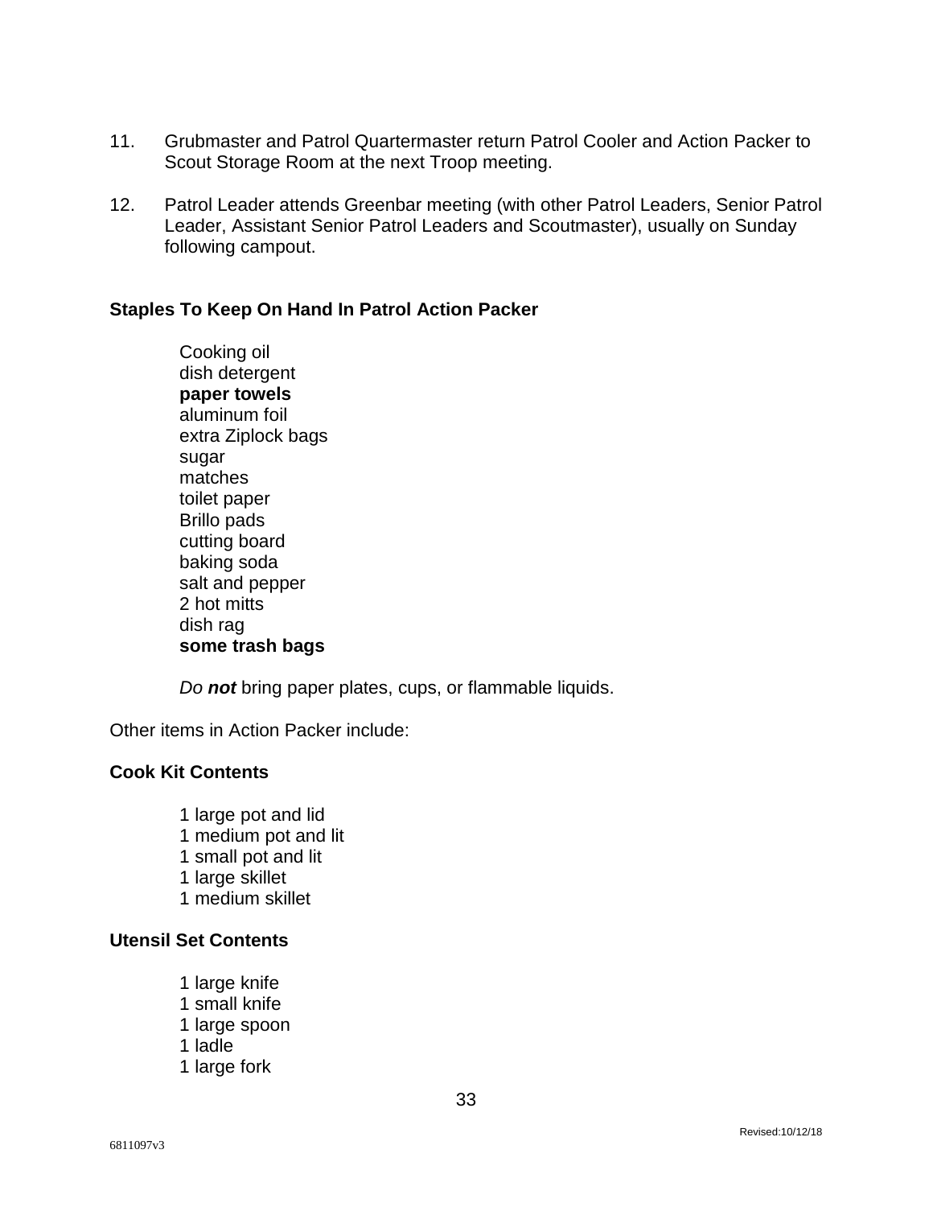11. Grubmaster and Patrol Quartermaster return Patrol Cooler and Action Packer to Scout Storage Room at the next Troop meeting.

12. Patrol Leader attends Greenbar meeting (with other Patrol Leaders, Senior Patrol Leader, Assistant Senior Patrol Leaders and Scoutmaster), usually on Sunday following campout.

**Staples To Keep On Hand In Patrol Action Packer**

Cooking oil
dish detergent
**paper towels**
aluminum foil
extra Ziplock bags
sugar
matches
toilet paper
Brillo pads
cutting board
baking soda
salt and pepper
2 hot mitts
dish rag
**some trash bags**

*Do **not*** bring paper plates, cups, or flammable liquids.

Other items in Action Packer include:

**Cook Kit Contents**

1 large pot and lid
1 medium pot and lit
1 small pot and lit
1 large skillet
1 medium skillet

**Utensil Set Contents**

1 large knife
1 small knife
1 large spoon
1 ladle
1 large fork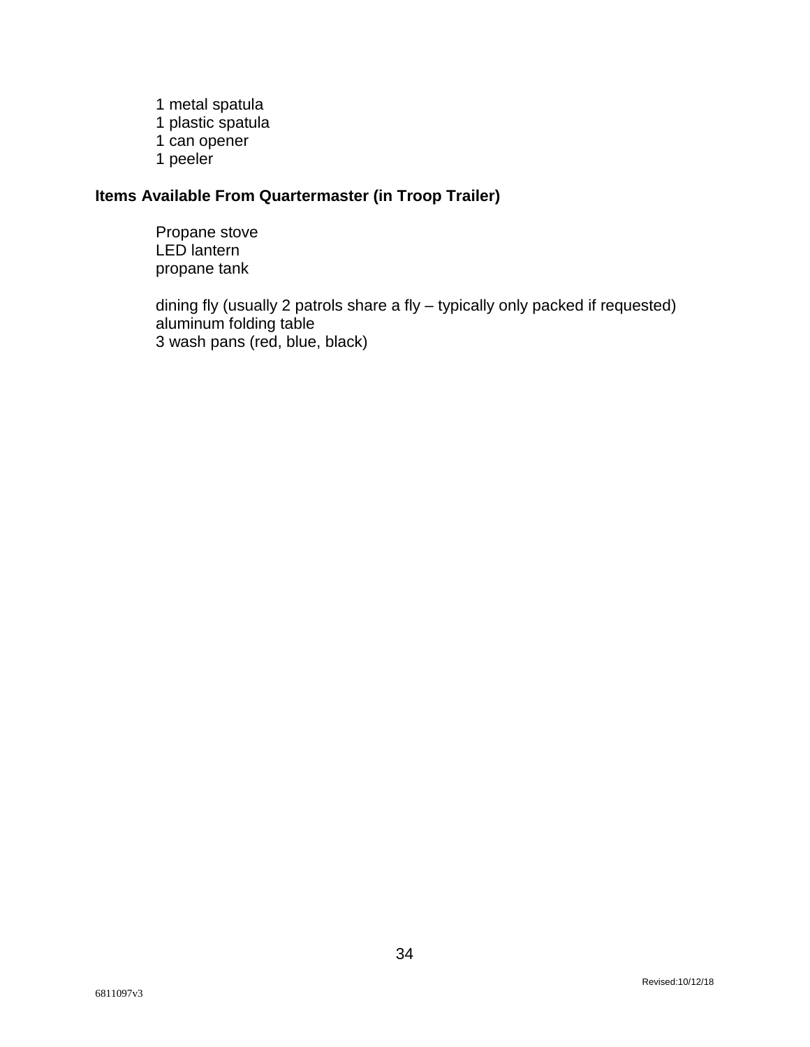1 metal spatula
1 plastic spatula
1 can opener
1 peeler

**Items Available From Quartermaster (in Troop Trailer)**

Propane stove
LED lantern
propane tank

dining fly (usually 2 patrols share a fly – typically only packed if requested)
aluminum folding table
3 wash pans (red, blue, black)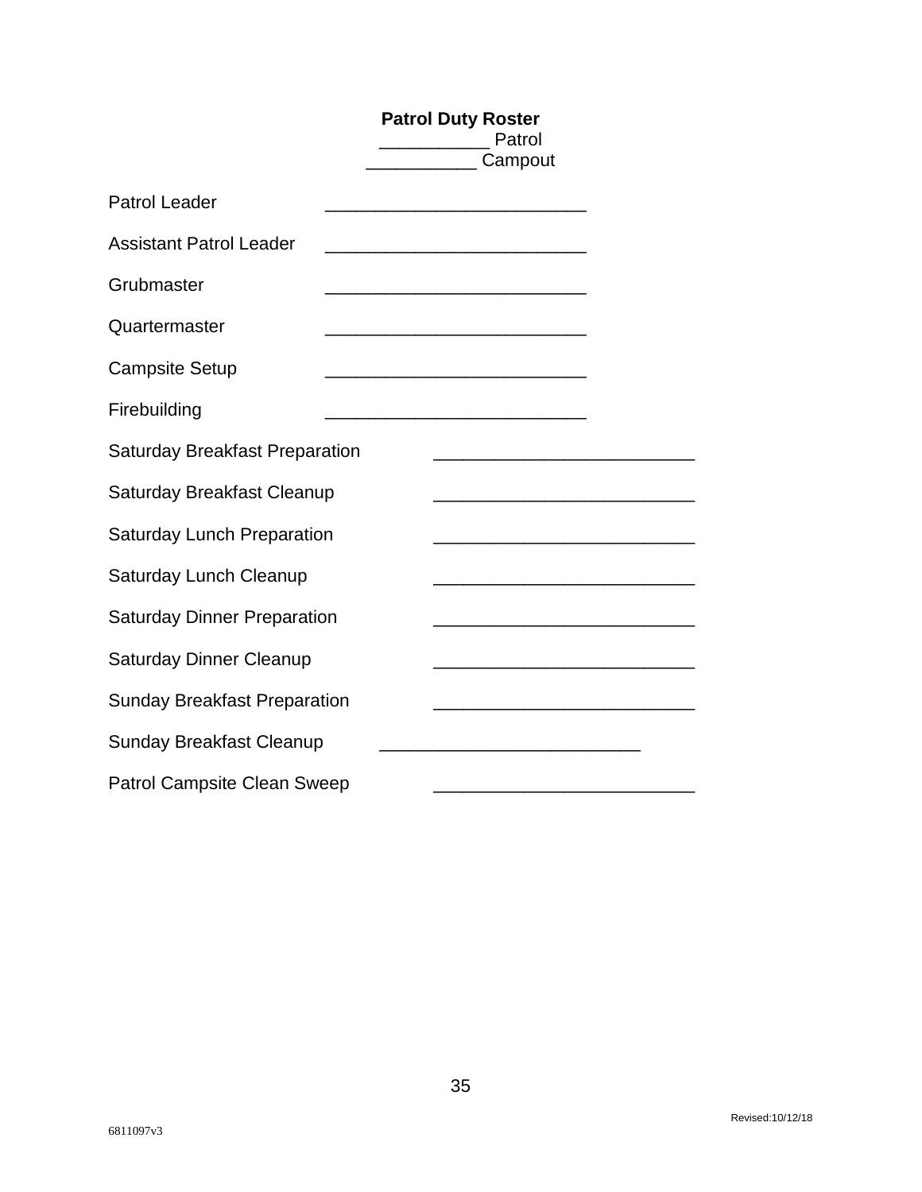**Patrol Duty Roster**

___________ Patrol

___________ Campout

Patrol Leader _________________________

Assistant Patrol Leader _________________________

Grubmaster _________________________

Quartermaster _________________________

Campsite Setup _________________________

Firebuilding _________________________

Saturday Breakfast Preparation _________________________

Saturday Breakfast Cleanup _________________________

Saturday Lunch Preparation _________________________

Saturday Lunch Cleanup _________________________

Saturday Dinner Preparation _________________________

Saturday Dinner Cleanup _________________________

Sunday Breakfast Preparation _________________________

Sunday Breakfast Cleanup _________________________

Patrol Campsite Clean Sweep _________________________

Revised:10/12/18

6811097v3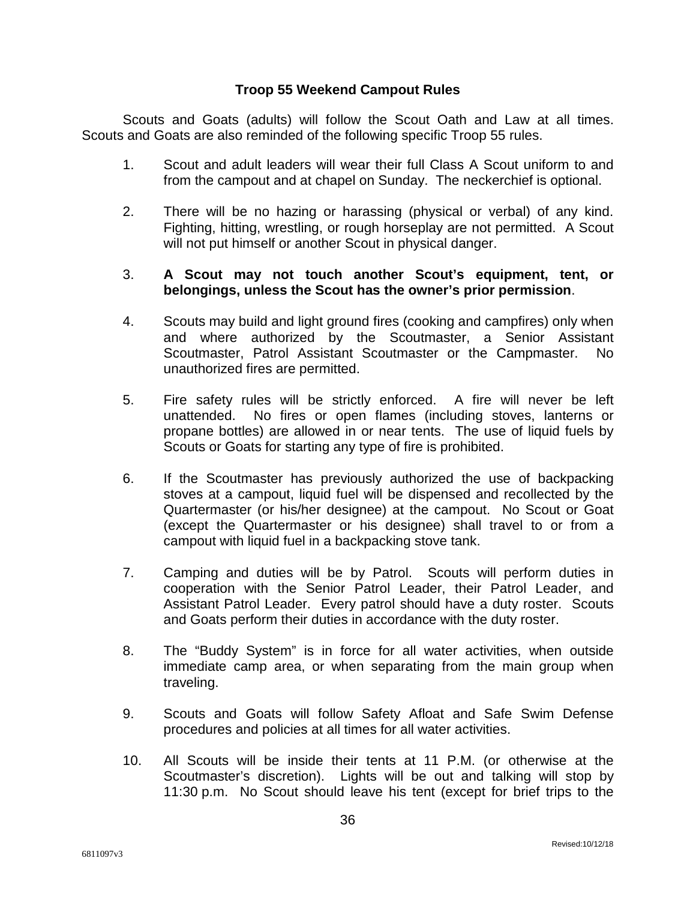### Troop 55 Weekend Campout Rules

Scouts and Goats (adults) will follow the Scout Oath and Law at all times. Scouts and Goats are also reminded of the following specific Troop 55 rules.

1. Scout and adult leaders will wear their full Class A Scout uniform to and from the campout and at chapel on Sunday. The neckerchief is optional.

2. There will be no hazing or harassing (physical or verbal) of any kind. Fighting, hitting, wrestling, or rough horseplay are not permitted. A Scout will not put himself or another Scout in physical danger.

3. **A Scout may not touch another Scout's equipment, tent, or belongings, unless the Scout has the owner's prior permission**.

4. Scouts may build and light ground fires (cooking and campfires) only when and where authorized by the Scoutmaster, a Senior Assistant Scoutmaster, Patrol Assistant Scoutmaster or the Campmaster. No unauthorized fires are permitted.

5. Fire safety rules will be strictly enforced. A fire will never be left unattended. No fires or open flames (including stoves, lanterns or propane bottles) are allowed in or near tents. The use of liquid fuels by Scouts or Goats for starting any type of fire is prohibited.

6. If the Scoutmaster has previously authorized the use of backpacking stoves at a campout, liquid fuel will be dispensed and recollected by the Quartermaster (or his/her designee) at the campout. No Scout or Goat (except the Quartermaster or his designee) shall travel to or from a campout with liquid fuel in a backpacking stove tank.

7. Camping and duties will be by Patrol. Scouts will perform duties in cooperation with the Senior Patrol Leader, their Patrol Leader, and Assistant Patrol Leader. Every patrol should have a duty roster. Scouts and Goats perform their duties in accordance with the duty roster.

8. The "Buddy System" is in force for all water activities, when outside immediate camp area, or when separating from the main group when traveling.

9. Scouts and Goats will follow Safety Afloat and Safe Swim Defense procedures and policies at all times for all water activities.

10. All Scouts will be inside their tents at 11 P.M. (or otherwise at the Scoutmaster's discretion). Lights will be out and talking will stop by 11:30 p.m. No Scout should leave his tent (except for brief trips to the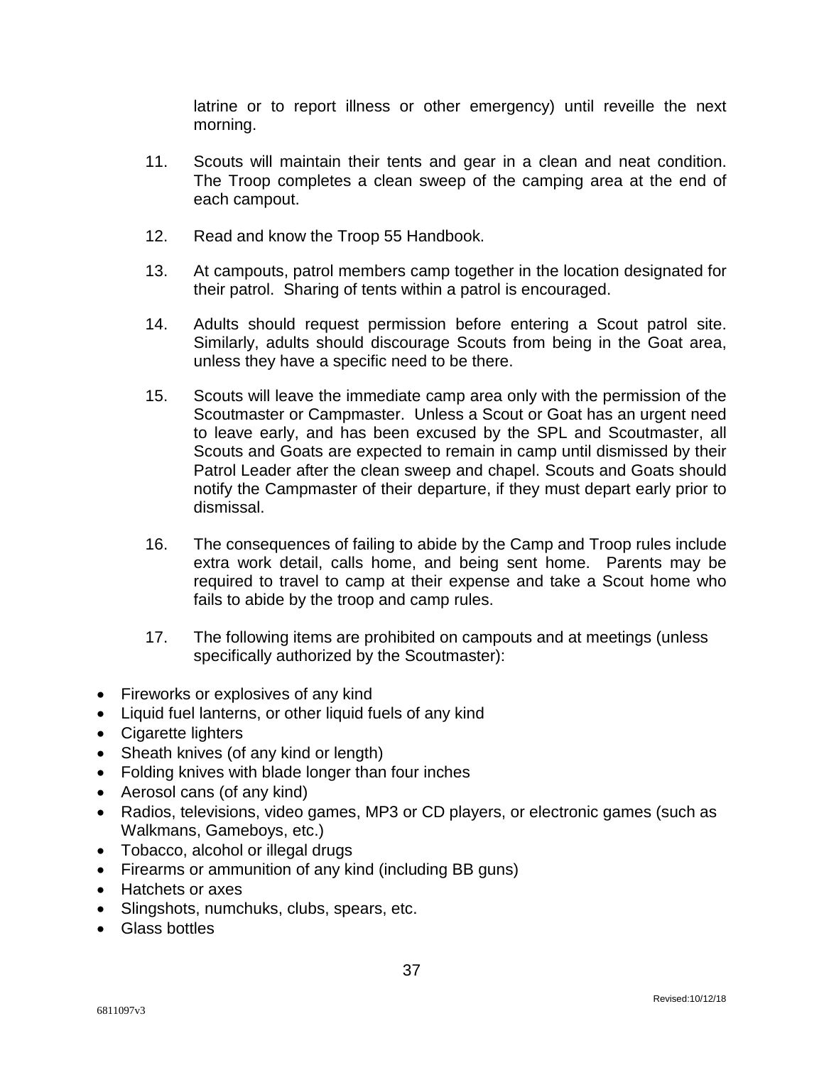latrine or to report illness or other emergency) until reveille the next morning.

11. Scouts will maintain their tents and gear in a clean and neat condition. The Troop completes a clean sweep of the camping area at the end of each campout.

12. Read and know the Troop 55 Handbook.

13. At campouts, patrol members camp together in the location designated for their patrol. Sharing of tents within a patrol is encouraged.

14. Adults should request permission before entering a Scout patrol site. Similarly, adults should discourage Scouts from being in the Goat area, unless they have a specific need to be there.

15. Scouts will leave the immediate camp area only with the permission of the Scoutmaster or Campmaster. Unless a Scout or Goat has an urgent need to leave early, and has been excused by the SPL and Scoutmaster, all Scouts and Goats are expected to remain in camp until dismissed by their Patrol Leader after the clean sweep and chapel. Scouts and Goats should notify the Campmaster of their departure, if they must depart early prior to dismissal.

16. The consequences of failing to abide by the Camp and Troop rules include extra work detail, calls home, and being sent home. Parents may be required to travel to camp at their expense and take a Scout home who fails to abide by the troop and camp rules.

17. The following items are prohibited on campouts and at meetings (unless specifically authorized by the Scoutmaster):

- Fireworks or explosives of any kind
- Liquid fuel lanterns, or other liquid fuels of any kind
- Cigarette lighters
- Sheath knives (of any kind or length)
- Folding knives with blade longer than four inches
- Aerosol cans (of any kind)
- Radios, televisions, video games, MP3 or CD players, or electronic games (such as Walkmans, Gameboys, etc.)
- Tobacco, alcohol or illegal drugs
- Firearms or ammunition of any kind (including BB guns)
- Hatchets or axes
- Slingshots, numchuks, clubs, spears, etc.
- Glass bottles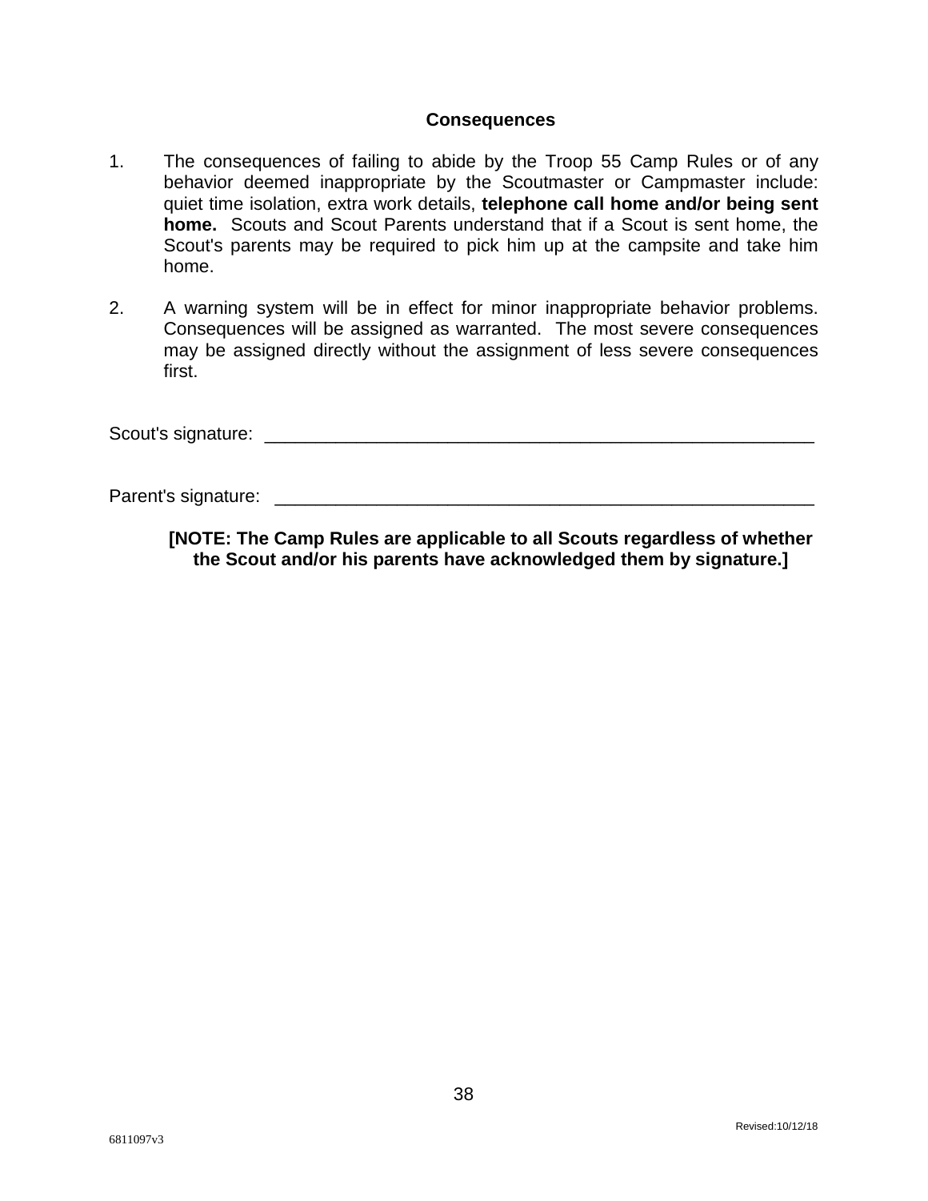## Consequences

1. The consequences of failing to abide by the Troop 55 Camp Rules or of any behavior deemed inappropriate by the Scoutmaster or Campmaster include: quiet time isolation, extra work details, **telephone call home and/or being sent home.** Scouts and Scout Parents understand that if a Scout is sent home, the Scout's parents may be required to pick him up at the campsite and take him home.

2. A warning system will be in effect for minor inappropriate behavior problems. Consequences will be assigned as warranted. The most severe consequences may be assigned directly without the assignment of less severe consequences first.

Scout's signature: ________________________________________________________

Parent's signature: _______________________________________________________

**[NOTE: The Camp Rules are applicable to all Scouts regardless of whether the Scout and/or his parents have acknowledged them by signature.]**

Revised:10/12/18

6811097v3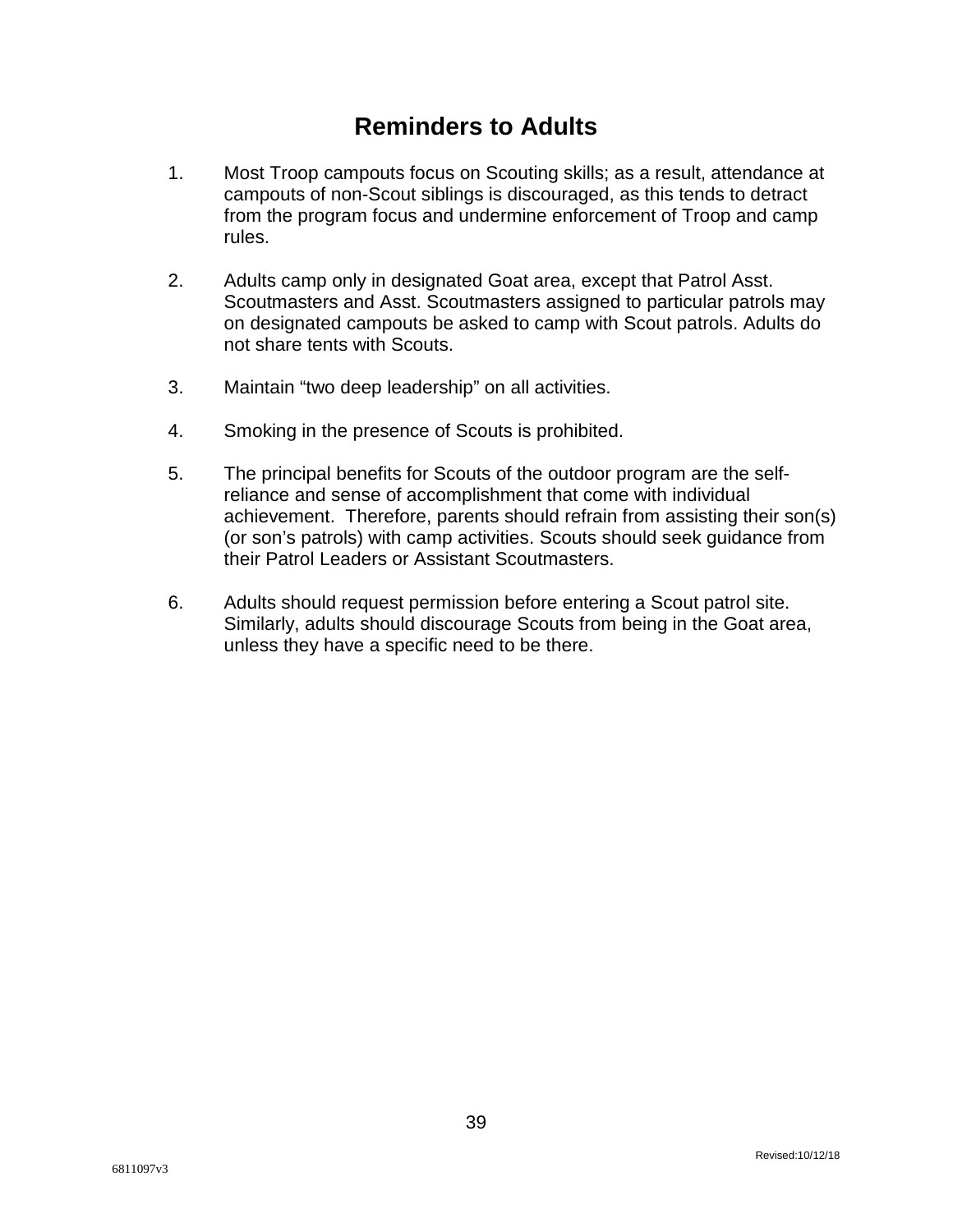# Reminders to Adults

1. Most Troop campouts focus on Scouting skills; as a result, attendance at campouts of non-Scout siblings is discouraged, as this tends to detract from the program focus and undermine enforcement of Troop and camp rules.

2. Adults camp only in designated Goat area, except that Patrol Asst. Scoutmasters and Asst. Scoutmasters assigned to particular patrols may on designated campouts be asked to camp with Scout patrols. Adults do not share tents with Scouts.

3. Maintain "two deep leadership" on all activities.

4. Smoking in the presence of Scouts is prohibited.

5. The principal benefits for Scouts of the outdoor program are the self-reliance and sense of accomplishment that come with individual achievement. Therefore, parents should refrain from assisting their son(s) (or son's patrols) with camp activities. Scouts should seek guidance from their Patrol Leaders or Assistant Scoutmasters.

6. Adults should request permission before entering a Scout patrol site. Similarly, adults should discourage Scouts from being in the Goat area, unless they have a specific need to be there.